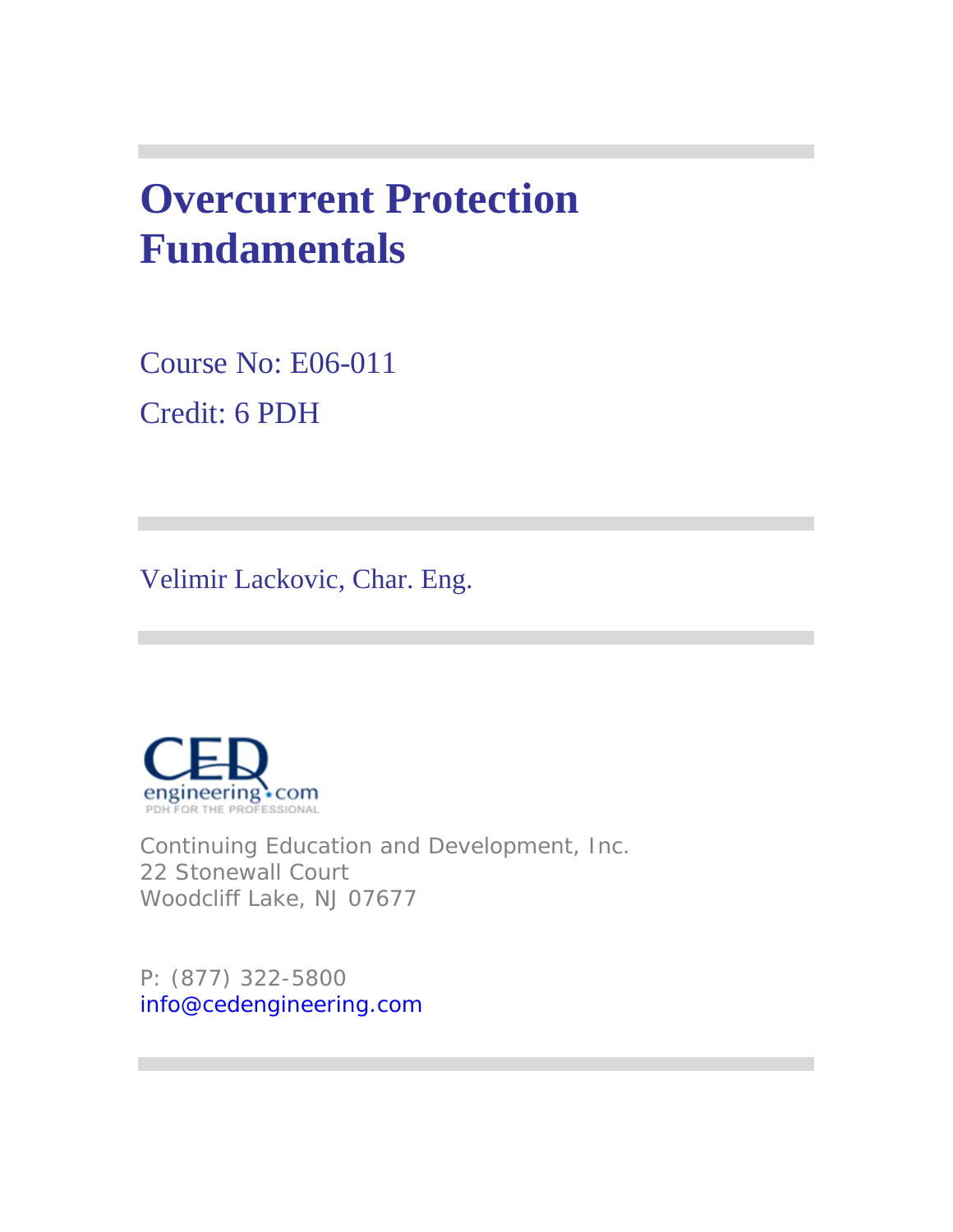# Overcurrent Protection Fundamentals

Course No: E06-011

Credit: 6 PDH

Velimir Lackovic, Char. Eng.

engineering.com
PDH FOR THE PROFESSIONAL

Continuing Education and Development, Inc.
22 Stonewall Court
Woodcliff Lake, NJ 07677

P: (877) 322-5800
info@cedengineering.com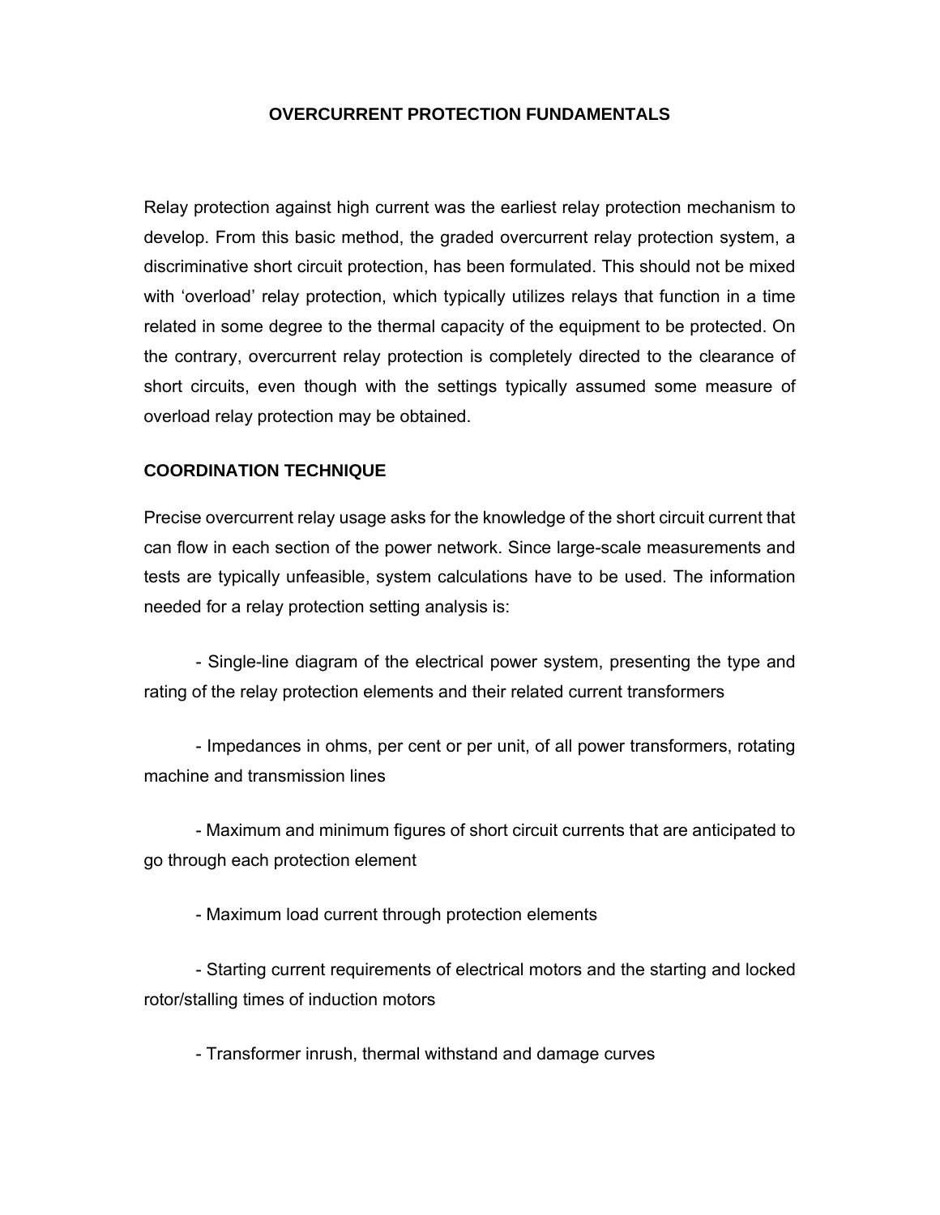# OVERCURRENT PROTECTION FUNDAMENTALS

Relay protection against high current was the earliest relay protection mechanism to develop. From this basic method, the graded overcurrent relay protection system, a discriminative short circuit protection, has been formulated. This should not be mixed with 'overload' relay protection, which typically utilizes relays that function in a time related in some degree to the thermal capacity of the equipment to be protected. On the contrary, overcurrent relay protection is completely directed to the clearance of short circuits, even though with the settings typically assumed some measure of overload relay protection may be obtained.

## COORDINATION TECHNIQUE

Precise overcurrent relay usage asks for the knowledge of the short circuit current that can flow in each section of the power network. Since large-scale measurements and tests are typically unfeasible, system calculations have to be used. The information needed for a relay protection setting analysis is:

- Single-line diagram of the electrical power system, presenting the type and rating of the relay protection elements and their related current transformers

- Impedances in ohms, per cent or per unit, of all power transformers, rotating machine and transmission lines

- Maximum and minimum figures of short circuit currents that are anticipated to go through each protection element

- Maximum load current through protection elements

- Starting current requirements of electrical motors and the starting and locked rotor/stalling times of induction motors

- Transformer inrush, thermal withstand and damage curves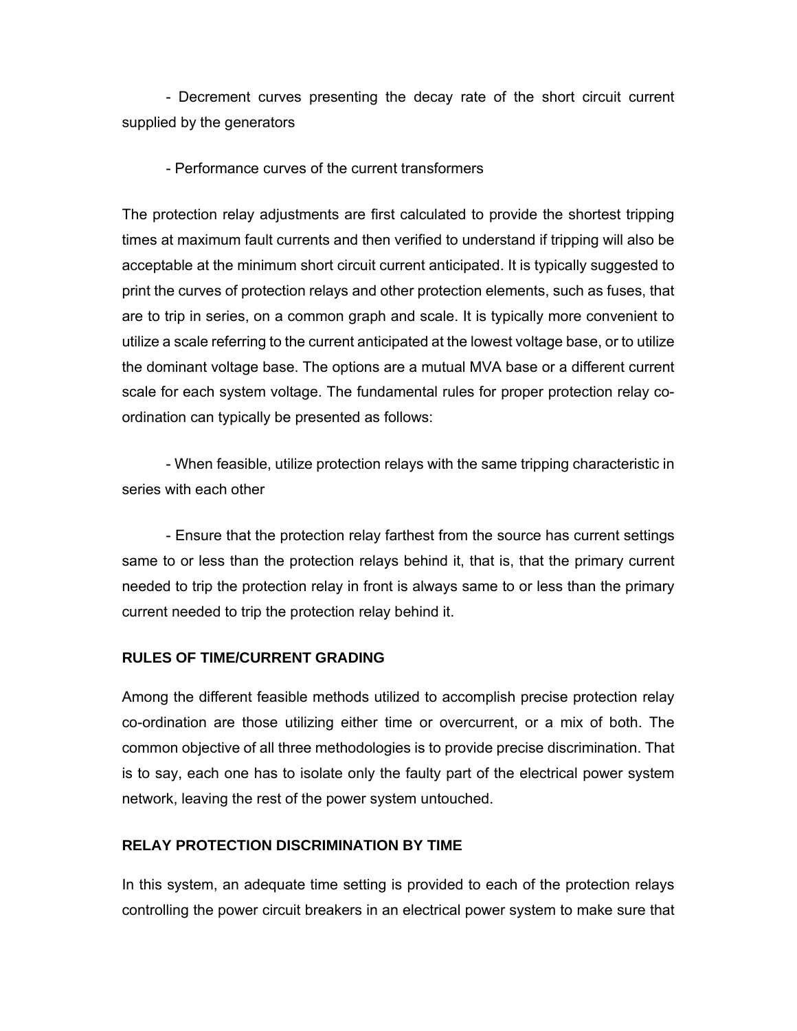- Decrement curves presenting the decay rate of the short circuit current supplied by the generators

- Performance curves of the current transformers

The protection relay adjustments are first calculated to provide the shortest tripping times at maximum fault currents and then verified to understand if tripping will also be acceptable at the minimum short circuit current anticipated. It is typically suggested to print the curves of protection relays and other protection elements, such as fuses, that are to trip in series, on a common graph and scale. It is typically more convenient to utilize a scale referring to the current anticipated at the lowest voltage base, or to utilize the dominant voltage base. The options are a mutual MVA base or a different current scale for each system voltage. The fundamental rules for proper protection relay co-ordination can typically be presented as follows:

- When feasible, utilize protection relays with the same tripping characteristic in series with each other

- Ensure that the protection relay farthest from the source has current settings same to or less than the protection relays behind it, that is, that the primary current needed to trip the protection relay in front is always same to or less than the primary current needed to trip the protection relay behind it.

### RULES OF TIME/CURRENT GRADING

Among the different feasible methods utilized to accomplish precise protection relay co-ordination are those utilizing either time or overcurrent, or a mix of both. The common objective of all three methodologies is to provide precise discrimination. That is to say, each one has to isolate only the faulty part of the electrical power system network, leaving the rest of the power system untouched.

### RELAY PROTECTION DISCRIMINATION BY TIME

In this system, an adequate time setting is provided to each of the protection relays controlling the power circuit breakers in an electrical power system to make sure that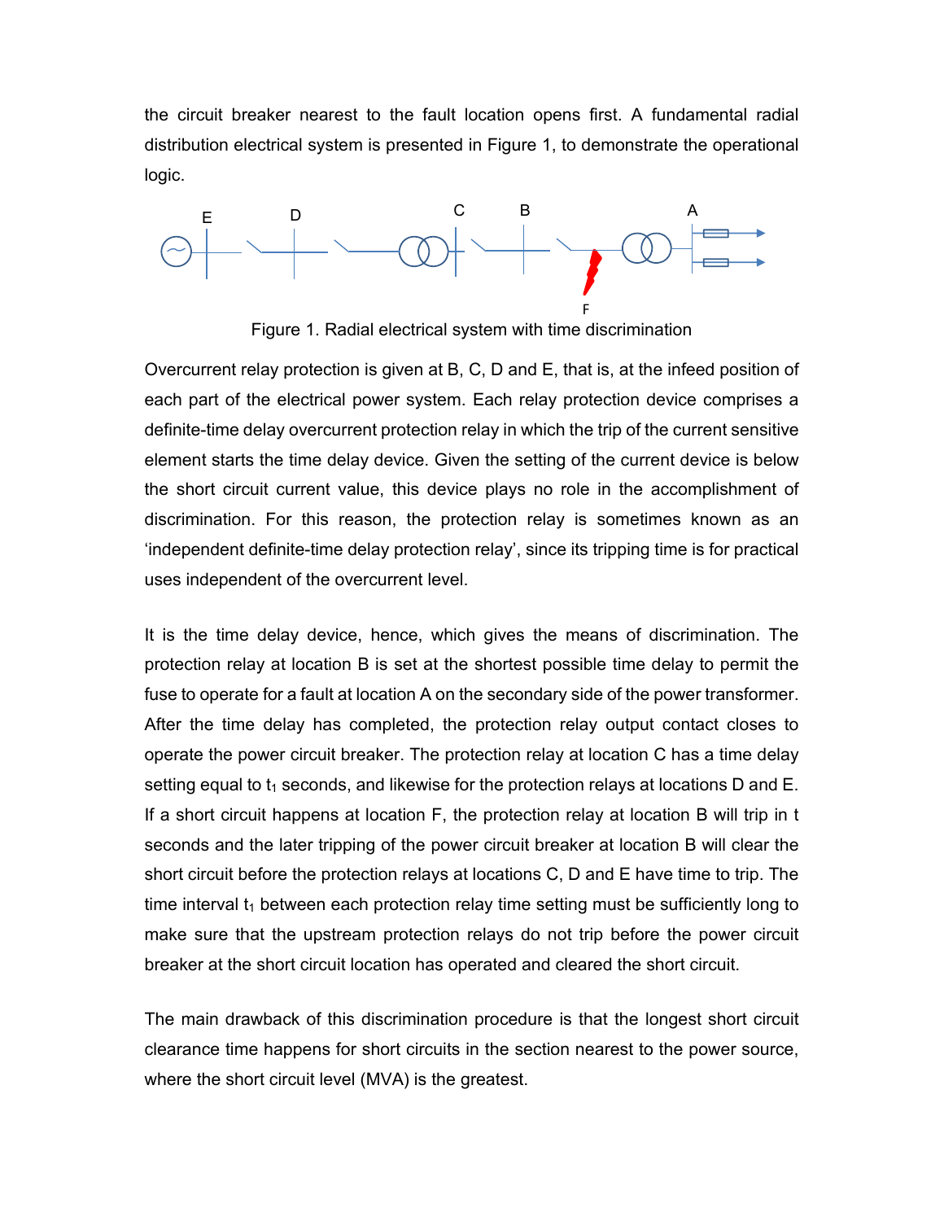the circuit breaker nearest to the fault location opens first. A fundamental radial distribution electrical system is presented in Figure 1, to demonstrate the operational logic.

Figure 1. Radial electrical system with time discrimination

Overcurrent relay protection is given at B, C, D and E, that is, at the infeed position of each part of the electrical power system. Each relay protection device comprises a definite-time delay overcurrent protection relay in which the trip of the current sensitive element starts the time delay device. Given the setting of the current device is below the short circuit current value, this device plays no role in the accomplishment of discrimination. For this reason, the protection relay is sometimes known as an 'independent definite-time delay protection relay', since its tripping time is for practical uses independent of the overcurrent level.

It is the time delay device, hence, which gives the means of discrimination. The protection relay at location B is set at the shortest possible time delay to permit the fuse to operate for a fault at location A on the secondary side of the power transformer. After the time delay has completed, the protection relay output contact closes to operate the power circuit breaker. The protection relay at location C has a time delay setting equal to $t_1$ seconds, and likewise for the protection relays at locations D and E. If a short circuit happens at location F, the protection relay at location B will trip in t seconds and the later tripping of the power circuit breaker at location B will clear the short circuit before the protection relays at locations C, D and E have time to trip. The time interval $t_1$ between each protection relay time setting must be sufficiently long to make sure that the upstream protection relays do not trip before the power circuit breaker at the short circuit location has operated and cleared the short circuit.

The main drawback of this discrimination procedure is that the longest short circuit clearance time happens for short circuits in the section nearest to the power source, where the short circuit level (MVA) is the greatest.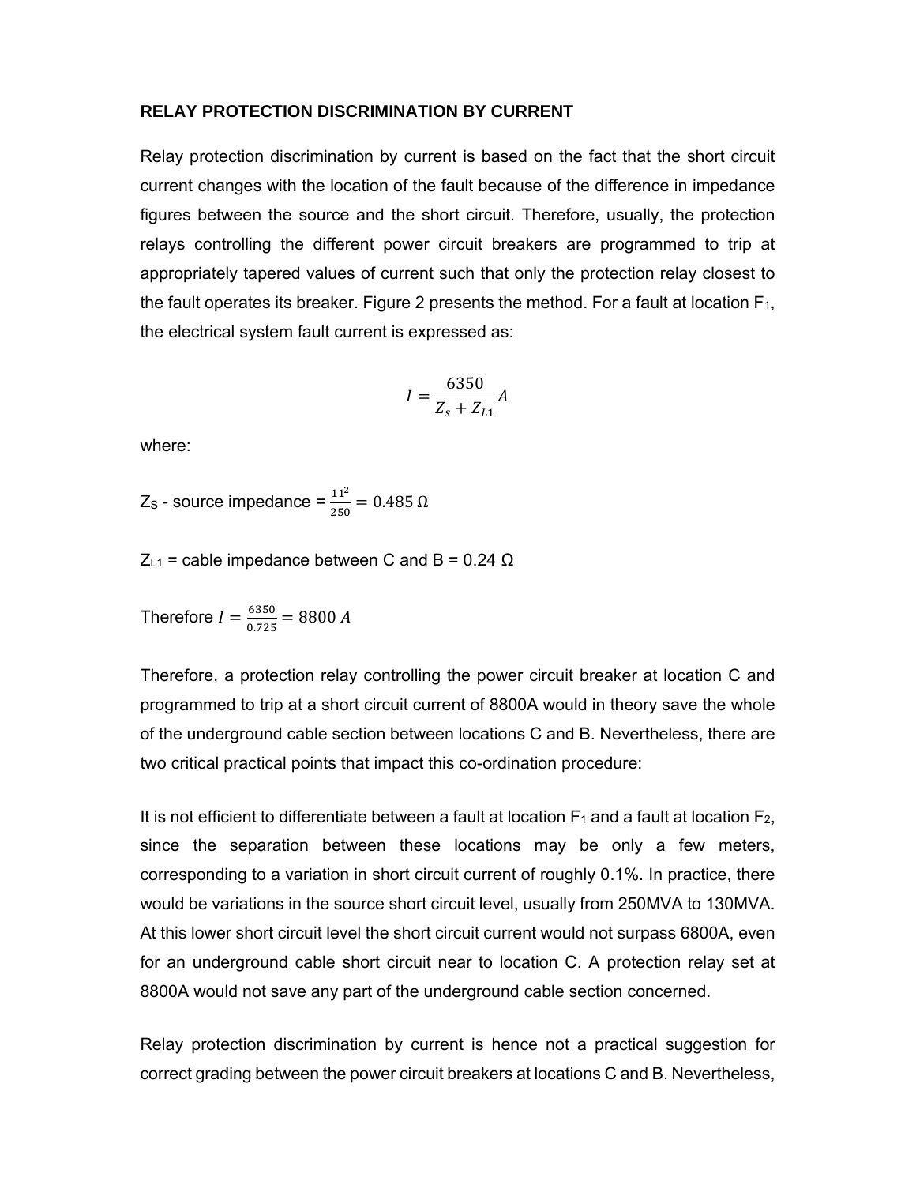### RELAY PROTECTION DISCRIMINATION BY CURRENT

Relay protection discrimination by current is based on the fact that the short circuit current changes with the location of the fault because of the difference in impedance figures between the source and the short circuit. Therefore, usually, the protection relays controlling the different power circuit breakers are programmed to trip at appropriately tapered values of current such that only the protection relay closest to the fault operates its breaker. Figure 2 presents the method. For a fault at location $F_1$, the electrical system fault current is expressed as:

$$I = \frac{6350}{Z_s + Z_{L1}} A$$

where:

$Z_S$ - source impedance = $\frac{11^2}{250} = 0.485\,\Omega$

$Z_{L1}$ = cable impedance between C and B = 0.24 Ω

Therefore $I = \frac{6350}{0.725} = 8800\,A$

Therefore, a protection relay controlling the power circuit breaker at location C and programmed to trip at a short circuit current of 8800A would in theory save the whole of the underground cable section between locations C and B. Nevertheless, there are two critical practical points that impact this co-ordination procedure:

It is not efficient to differentiate between a fault at location $F_1$ and a fault at location $F_2$, since the separation between these locations may be only a few meters, corresponding to a variation in short circuit current of roughly 0.1%. In practice, there would be variations in the source short circuit level, usually from 250MVA to 130MVA. At this lower short circuit level the short circuit current would not surpass 6800A, even for an underground cable short circuit near to location C. A protection relay set at 8800A would not save any part of the underground cable section concerned.

Relay protection discrimination by current is hence not a practical suggestion for correct grading between the power circuit breakers at locations C and B. Nevertheless,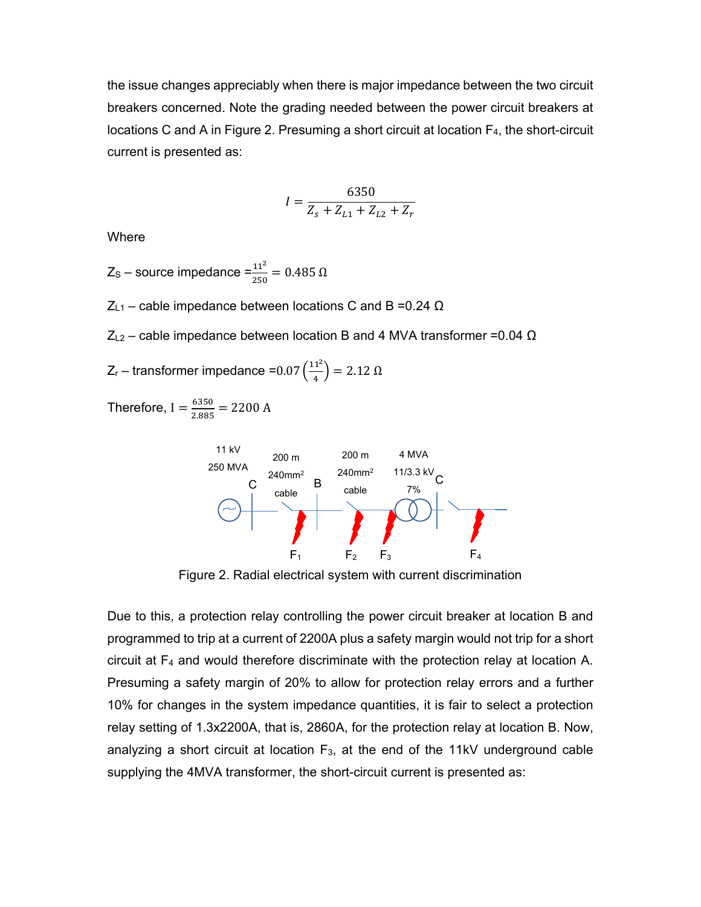the issue changes appreciably when there is major impedance between the two circuit breakers concerned. Note the grading needed between the power circuit breakers at locations C and A in Figure 2. Presuming a short circuit at location $F_4$, the short-circuit current is presented as:

$$I = \frac{6350}{Z_s + Z_{L1} + Z_{L2} + Z_r}$$

Where

$Z_S$ – source impedance $= \frac{11^2}{250} = 0.485\ \Omega$

$Z_{L1}$ – cable impedance between locations C and B $= 0.24\ \Omega$

$Z_{L2}$ – cable impedance between location B and 4 MVA transformer $= 0.04\ \Omega$

$Z_r$ – transformer impedance $= 0.07\left(\frac{11^2}{4}\right) = 2.12\ \Omega$

Therefore, $I = \frac{6350}{2.885} = 2200\ \text{A}$

11 kV 250 MVA | C | 200 m 240mm² cable | B | 200 m 240mm² cable | 4 MVA 11/3.3 kV 7% | C | F₁ F₂ F₃ F₄

Figure 2. Radial electrical system with current discrimination

Due to this, a protection relay controlling the power circuit breaker at location B and programmed to trip at a current of 2200A plus a safety margin would not trip for a short circuit at $F_4$ and would therefore discriminate with the protection relay at location A. Presuming a safety margin of 20% to allow for protection relay errors and a further 10% for changes in the system impedance quantities, it is fair to select a protection relay setting of 1.3x2200A, that is, 2860A, for the protection relay at location B. Now, analyzing a short circuit at location $F_3$, at the end of the 11kV underground cable supplying the 4MVA transformer, the short-circuit current is presented as: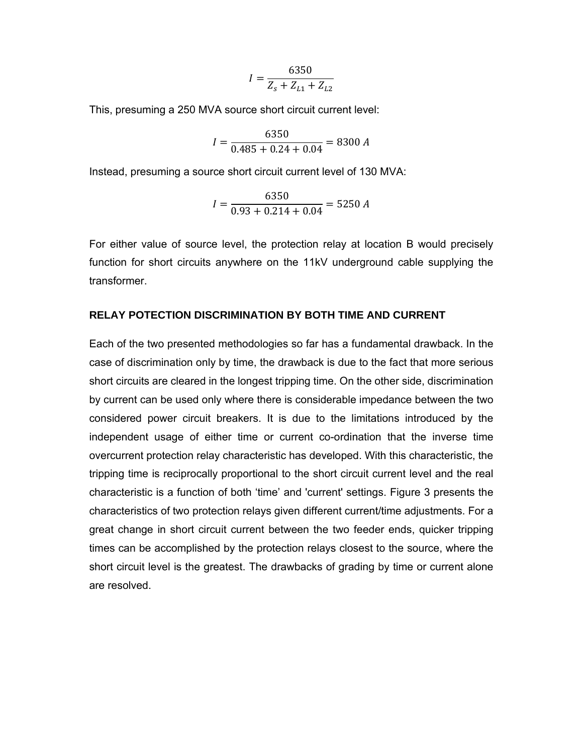$$I = \frac{6350}{Z_s + Z_{L1} + Z_{L2}}$$

This, presuming a 250 MVA source short circuit current level:

$$I = \frac{6350}{0.485 + 0.24 + 0.04} = 8300\ A$$

Instead, presuming a source short circuit current level of 130 MVA:

$$I = \frac{6350}{0.93 + 0.214 + 0.04} = 5250\ A$$

For either value of source level, the protection relay at location B would precisely function for short circuits anywhere on the 11kV underground cable supplying the transformer.

## RELAY POTECTION DISCRIMINATION BY BOTH TIME AND CURRENT

Each of the two presented methodologies so far has a fundamental drawback. In the case of discrimination only by time, the drawback is due to the fact that more serious short circuits are cleared in the longest tripping time. On the other side, discrimination by current can be used only where there is considerable impedance between the two considered power circuit breakers. It is due to the limitations introduced by the independent usage of either time or current co-ordination that the inverse time overcurrent protection relay characteristic has developed. With this characteristic, the tripping time is reciprocally proportional to the short circuit current level and the real characteristic is a function of both 'time' and 'current' settings. Figure 3 presents the characteristics of two protection relays given different current/time adjustments. For a great change in short circuit current between the two feeder ends, quicker tripping times can be accomplished by the protection relays closest to the source, where the short circuit level is the greatest. The drawbacks of grading by time or current alone are resolved.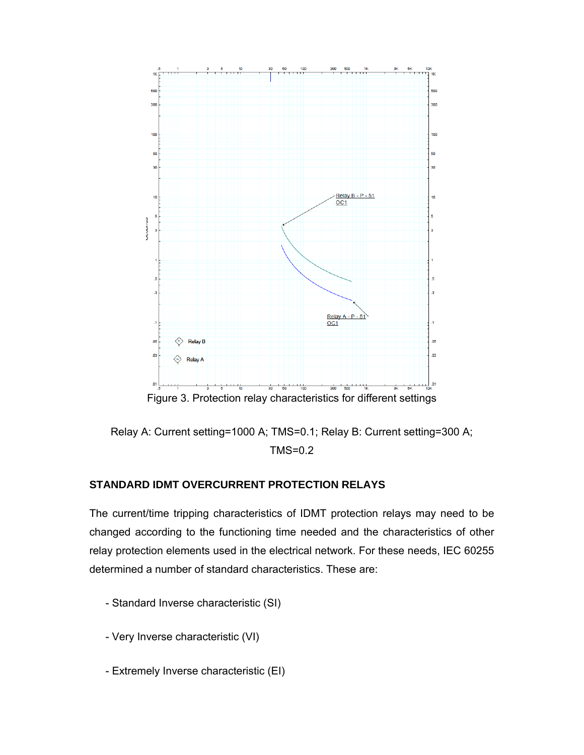Figure 3. Protection relay characteristics for different settings

Relay A: Current setting=1000 A; TMS=0.1; Relay B: Current setting=300 A; TMS=0.2

## STANDARD IDMT OVERCURRENT PROTECTION RELAYS

The current/time tripping characteristics of IDMT protection relays may need to be changed according to the functioning time needed and the characteristics of other relay protection elements used in the electrical network. For these needs, IEC 60255 determined a number of standard characteristics. These are:

- Standard Inverse characteristic (SI)
- Very Inverse characteristic (VI)
- Extremely Inverse characteristic (EI)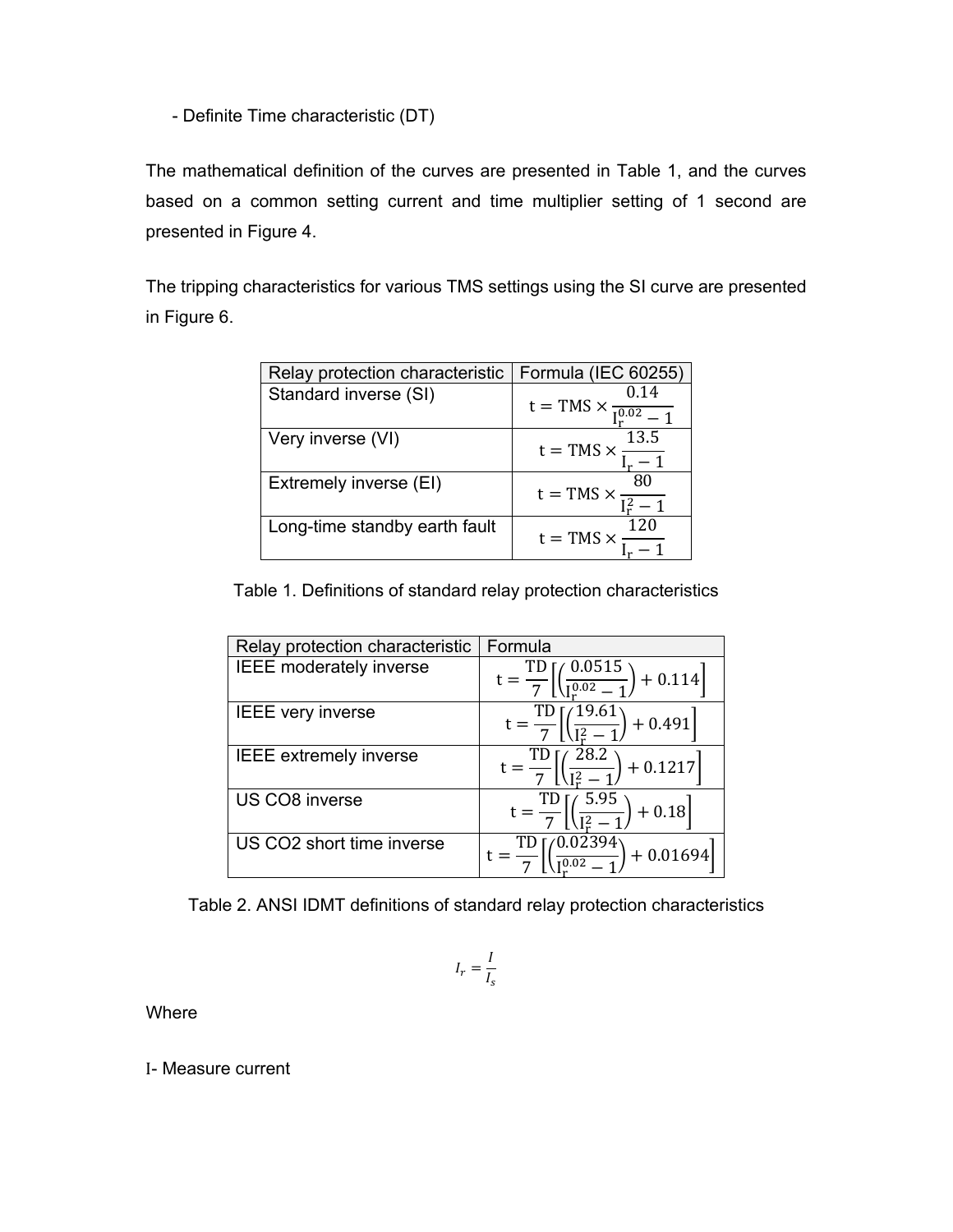- Definite Time characteristic (DT)

The mathematical definition of the curves are presented in Table 1, and the curves based on a common setting current and time multiplier setting of 1 second are presented in Figure 4.

The tripping characteristics for various TMS settings using the SI curve are presented in Figure 6.

| Relay protection characteristic | Formula (IEC 60255) |
|---|---|
| Standard inverse (SI) | $t = \mathrm{TMS} \times \frac{0.14}{I_r^{0.02} - 1}$ |
| Very inverse (VI) | $t = \mathrm{TMS} \times \frac{13.5}{I_r - 1}$ |
| Extremely inverse (EI) | $t = \mathrm{TMS} \times \frac{80}{I_r^2 - 1}$ |
| Long-time standby earth fault | $t = \mathrm{TMS} \times \frac{120}{I_r - 1}$ |

Table 1. Definitions of standard relay protection characteristics

| Relay protection characteristic | Formula |
|---|---|
| IEEE moderately inverse | $t = \frac{\mathrm{TD}}{7}\left[\left(\frac{0.0515}{I_r^{0.02} - 1}\right) + 0.114\right]$ |
| IEEE very inverse | $t = \frac{\mathrm{TD}}{7}\left[\left(\frac{19.61}{I_r^2 - 1}\right) + 0.491\right]$ |
| IEEE extremely inverse | $t = \frac{\mathrm{TD}}{7}\left[\left(\frac{28.2}{I_r^2 - 1}\right) + 0.1217\right]$ |
| US CO8 inverse | $t = \frac{\mathrm{TD}}{7}\left[\left(\frac{5.95}{I_r^2 - 1}\right) + 0.18\right]$ |
| US CO2 short time inverse | $t = \frac{\mathrm{TD}}{7}\left[\left(\frac{0.02394}{I_r^{0.02} - 1}\right) + 0.01694\right]$ |

Table 2. ANSI IDMT definitions of standard relay protection characteristics

$$I_r = \frac{I}{I_s}$$

Where

I- Measure current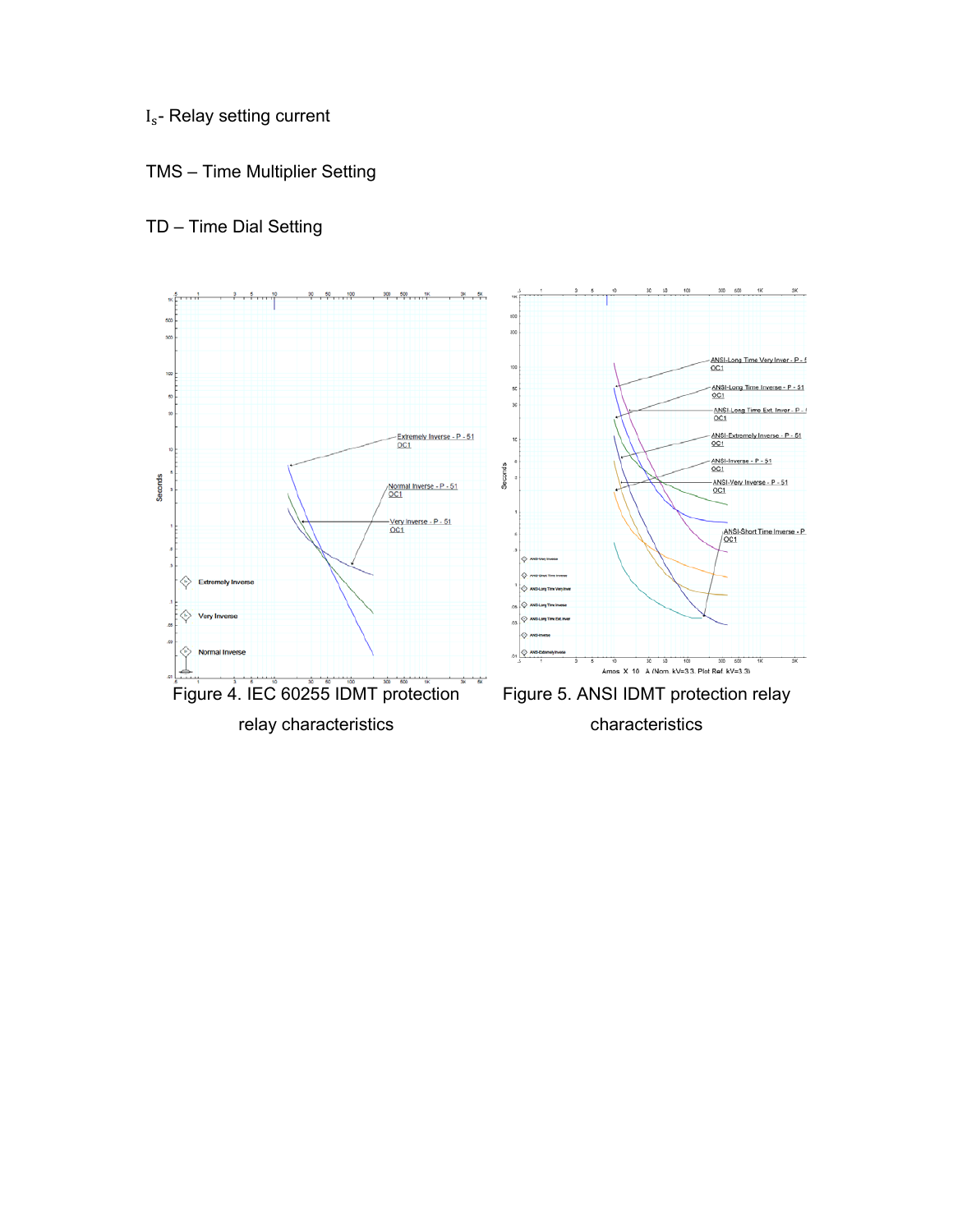$I_s$- Relay setting current

TMS – Time Multiplier Setting

TD – Time Dial Setting

Figure 4. IEC 60255 IDMT protection relay characteristics

Figure 5. ANSI IDMT protection relay characteristics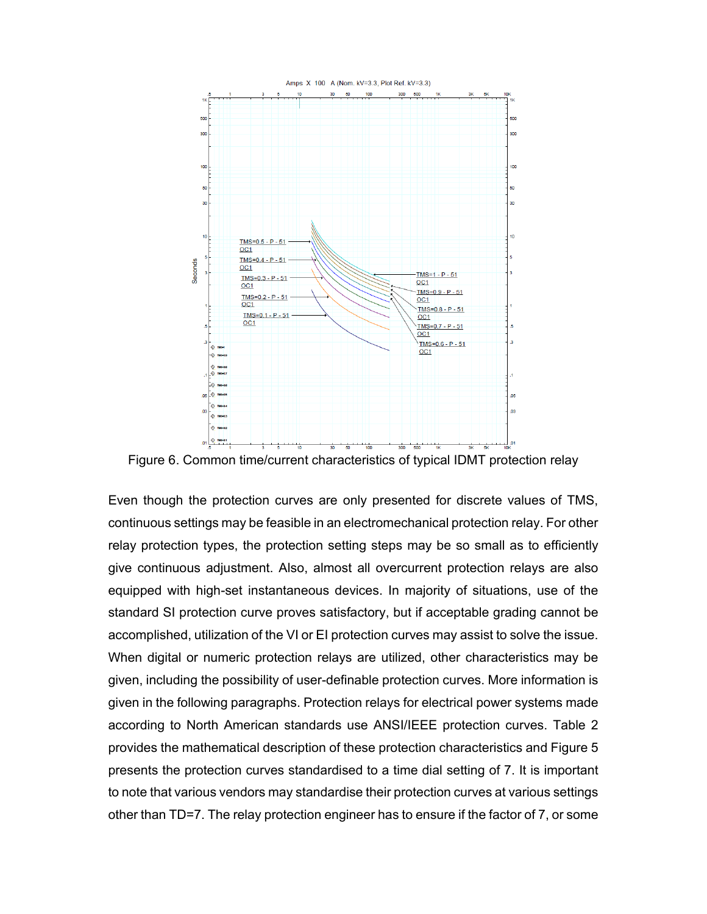Figure 6. Common time/current characteristics of typical IDMT protection relay

Even though the protection curves are only presented for discrete values of TMS, continuous settings may be feasible in an electromechanical protection relay. For other relay protection types, the protection setting steps may be so small as to efficiently give continuous adjustment. Also, almost all overcurrent protection relays are also equipped with high-set instantaneous devices. In majority of situations, use of the standard SI protection curve proves satisfactory, but if acceptable grading cannot be accomplished, utilization of the VI or EI protection curves may assist to solve the issue. When digital or numeric protection relays are utilized, other characteristics may be given, including the possibility of user-definable protection curves. More information is given in the following paragraphs. Protection relays for electrical power systems made according to North American standards use ANSI/IEEE protection curves. Table 2 provides the mathematical description of these protection characteristics and Figure 5 presents the protection curves standardised to a time dial setting of 7. It is important to note that various vendors may standardise their protection curves at various settings other than TD=7. The relay protection engineer has to ensure if the factor of 7, or some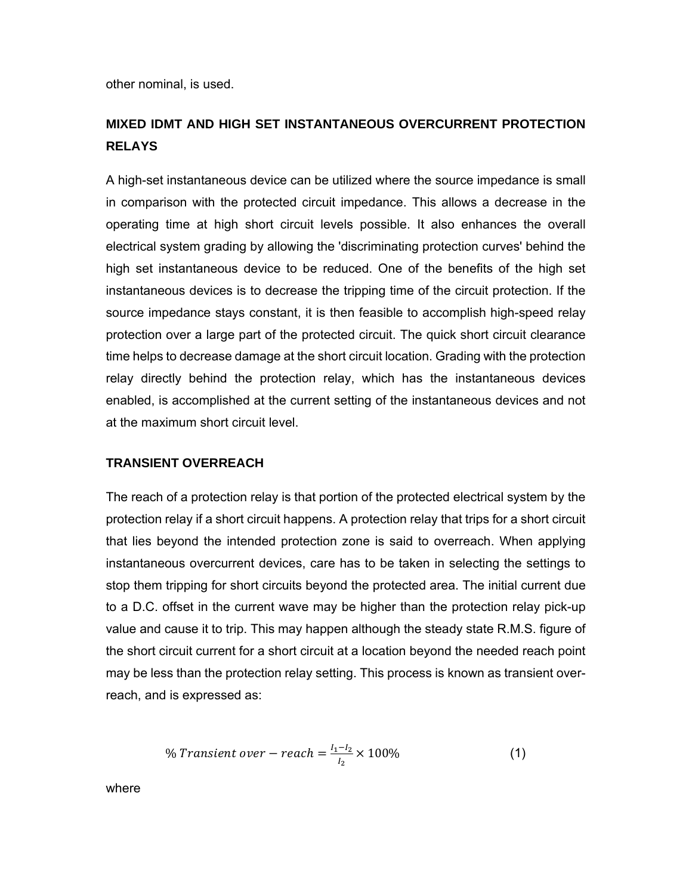other nominal, is used.

## MIXED IDMT AND HIGH SET INSTANTANEOUS OVERCURRENT PROTECTION RELAYS

A high-set instantaneous device can be utilized where the source impedance is small in comparison with the protected circuit impedance. This allows a decrease in the operating time at high short circuit levels possible. It also enhances the overall electrical system grading by allowing the 'discriminating protection curves' behind the high set instantaneous device to be reduced. One of the benefits of the high set instantaneous devices is to decrease the tripping time of the circuit protection. If the source impedance stays constant, it is then feasible to accomplish high-speed relay protection over a large part of the protected circuit. The quick short circuit clearance time helps to decrease damage at the short circuit location. Grading with the protection relay directly behind the protection relay, which has the instantaneous devices enabled, is accomplished at the current setting of the instantaneous devices and not at the maximum short circuit level.

## TRANSIENT OVERREACH

The reach of a protection relay is that portion of the protected electrical system by the protection relay if a short circuit happens. A protection relay that trips for a short circuit that lies beyond the intended protection zone is said to overreach. When applying instantaneous overcurrent devices, care has to be taken in selecting the settings to stop them tripping for short circuits beyond the protected area. The initial current due to a D.C. offset in the current wave may be higher than the protection relay pick-up value and cause it to trip. This may happen although the steady state R.M.S. figure of the short circuit current for a short circuit at a location beyond the needed reach point may be less than the protection relay setting. This process is known as transient over-reach, and is expressed as:

$$\%\,Transient\ over-reach = \frac{I_1 - I_2}{I_2} \times 100\% \qquad (1)$$

where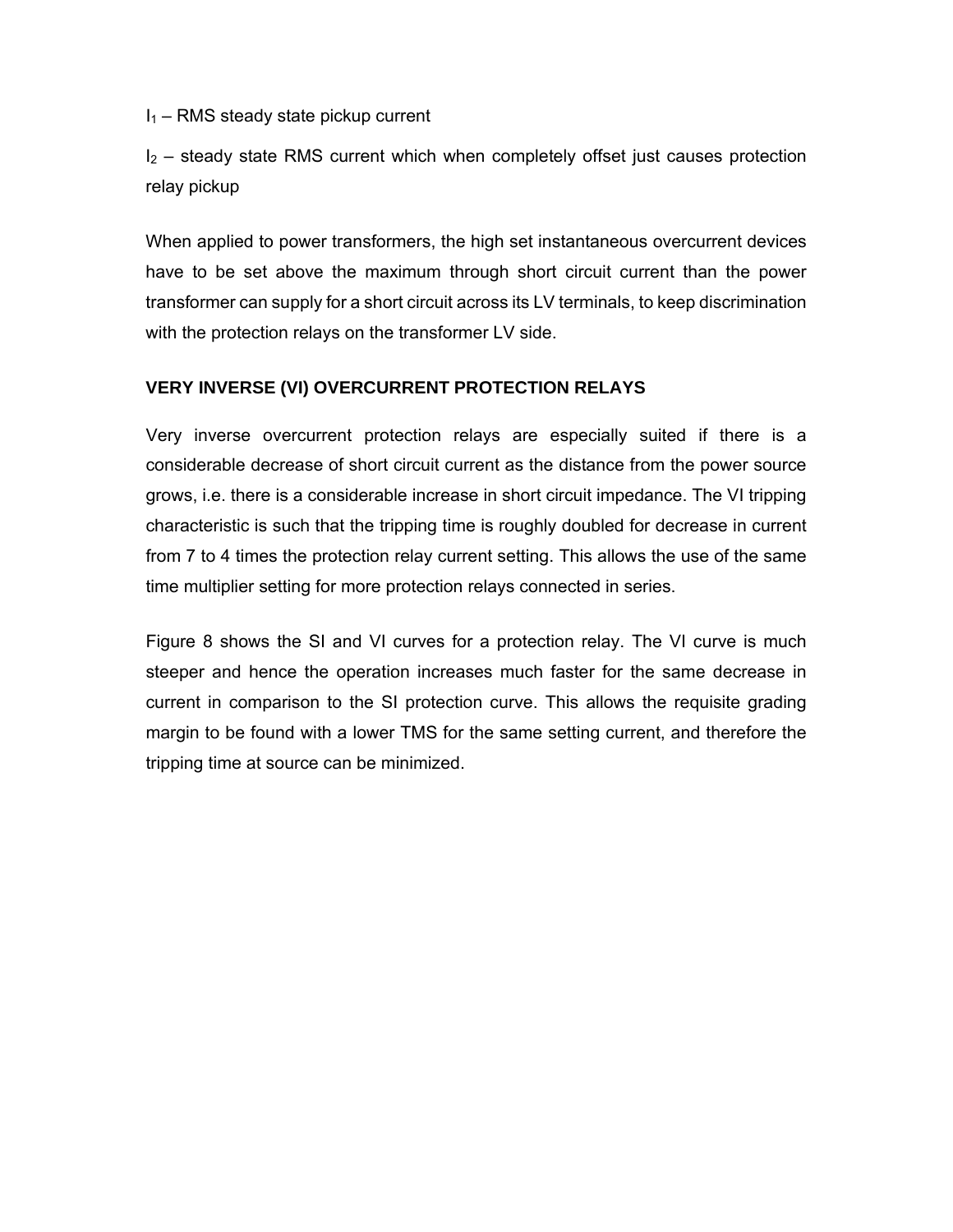$I_1$ – RMS steady state pickup current

$I_2$ – steady state RMS current which when completely offset just causes protection relay pickup

When applied to power transformers, the high set instantaneous overcurrent devices have to be set above the maximum through short circuit current than the power transformer can supply for a short circuit across its LV terminals, to keep discrimination with the protection relays on the transformer LV side.

## VERY INVERSE (VI) OVERCURRENT PROTECTION RELAYS

Very inverse overcurrent protection relays are especially suited if there is a considerable decrease of short circuit current as the distance from the power source grows, i.e. there is a considerable increase in short circuit impedance. The VI tripping characteristic is such that the tripping time is roughly doubled for decrease in current from 7 to 4 times the protection relay current setting. This allows the use of the same time multiplier setting for more protection relays connected in series.

Figure 8 shows the SI and VI curves for a protection relay. The VI curve is much steeper and hence the operation increases much faster for the same decrease in current in comparison to the SI protection curve. This allows the requisite grading margin to be found with a lower TMS for the same setting current, and therefore the tripping time at source can be minimized.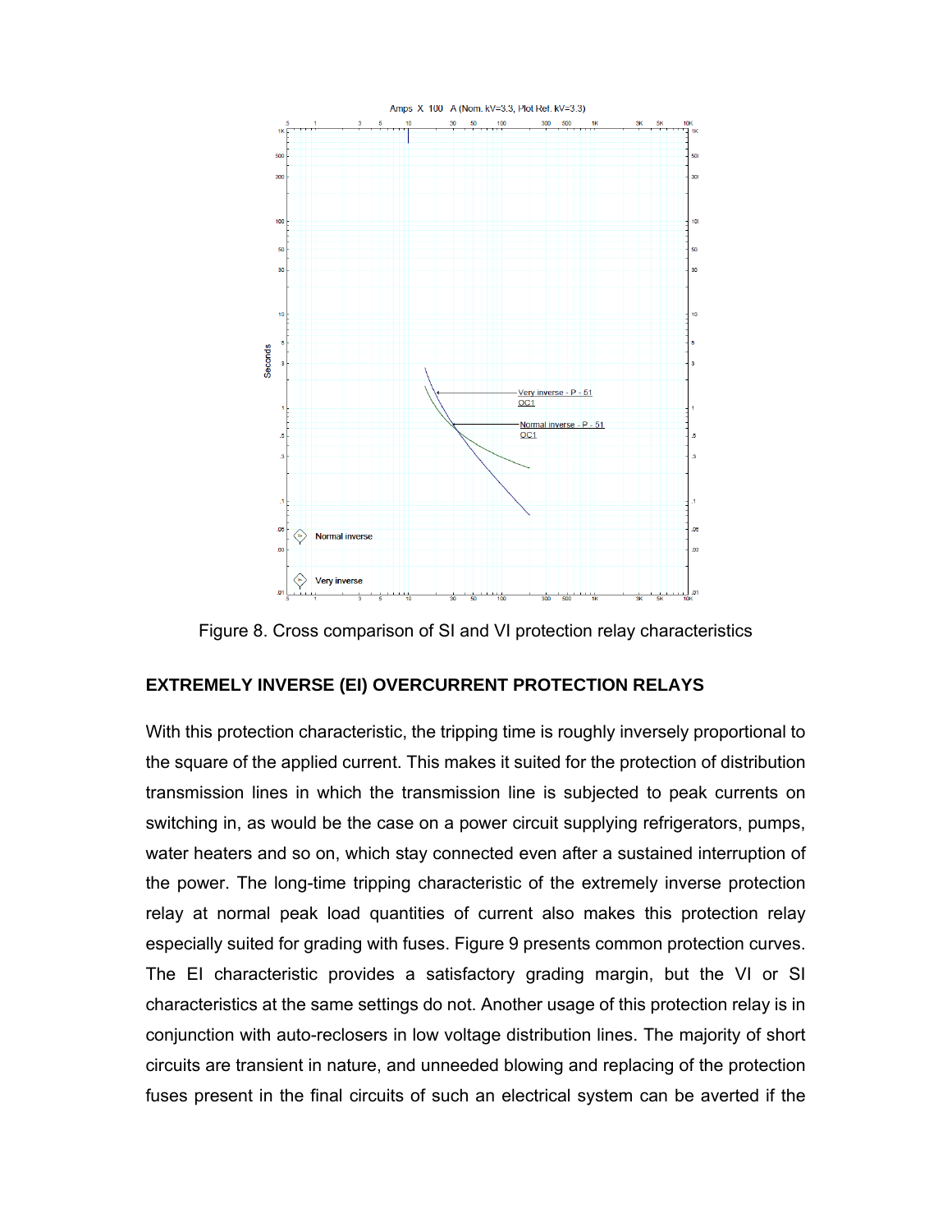Figure 8. Cross comparison of SI and VI protection relay characteristics

## EXTREMELY INVERSE (EI) OVERCURRENT PROTECTION RELAYS

With this protection characteristic, the tripping time is roughly inversely proportional to the square of the applied current. This makes it suited for the protection of distribution transmission lines in which the transmission line is subjected to peak currents on switching in, as would be the case on a power circuit supplying refrigerators, pumps, water heaters and so on, which stay connected even after a sustained interruption of the power. The long-time tripping characteristic of the extremely inverse protection relay at normal peak load quantities of current also makes this protection relay especially suited for grading with fuses. Figure 9 presents common protection curves. The EI characteristic provides a satisfactory grading margin, but the VI or SI characteristics at the same settings do not. Another usage of this protection relay is in conjunction with auto-reclosers in low voltage distribution lines. The majority of short circuits are transient in nature, and unneeded blowing and replacing of the protection fuses present in the final circuits of such an electrical system can be averted if the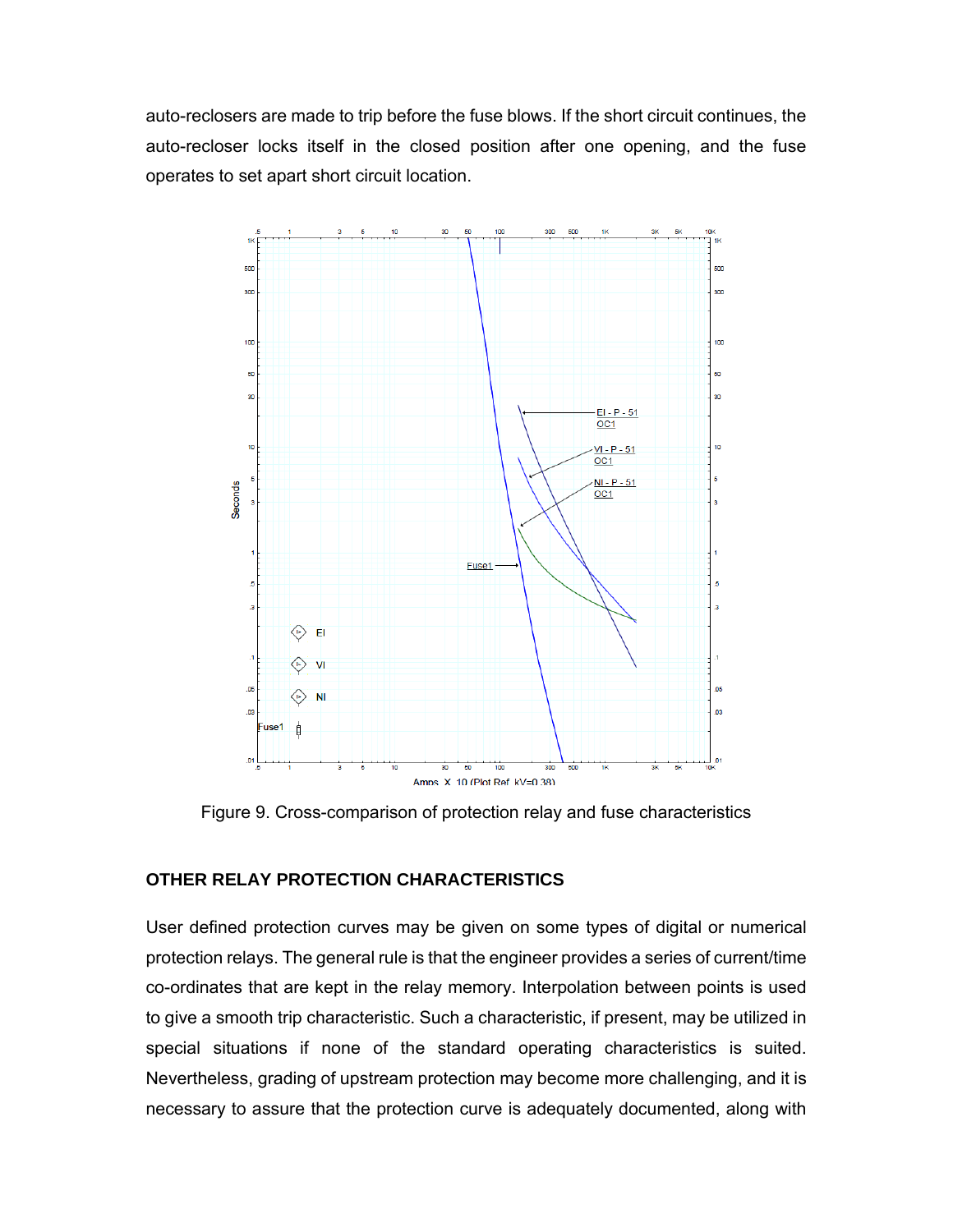auto-reclosers are made to trip before the fuse blows. If the short circuit continues, the auto-recloser locks itself in the closed position after one opening, and the fuse operates to set apart short circuit location.

Figure 9. Cross-comparison of protection relay and fuse characteristics

## OTHER RELAY PROTECTION CHARACTERISTICS

User defined protection curves may be given on some types of digital or numerical protection relays. The general rule is that the engineer provides a series of current/time co-ordinates that are kept in the relay memory. Interpolation between points is used to give a smooth trip characteristic. Such a characteristic, if present, may be utilized in special situations if none of the standard operating characteristics is suited. Nevertheless, grading of upstream protection may become more challenging, and it is necessary to assure that the protection curve is adequately documented, along with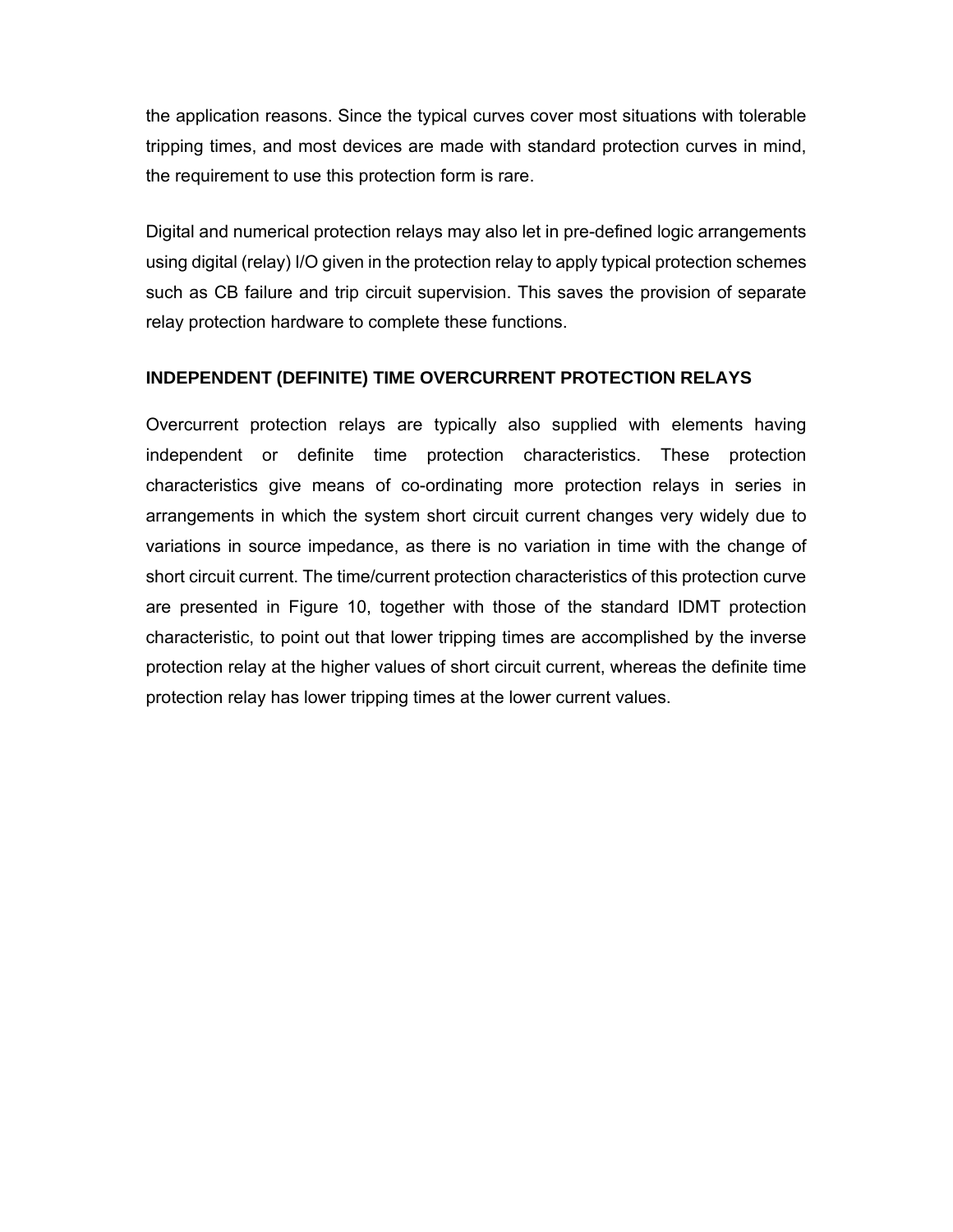the application reasons. Since the typical curves cover most situations with tolerable tripping times, and most devices are made with standard protection curves in mind, the requirement to use this protection form is rare.

Digital and numerical protection relays may also let in pre-defined logic arrangements using digital (relay) I/O given in the protection relay to apply typical protection schemes such as CB failure and trip circuit supervision. This saves the provision of separate relay protection hardware to complete these functions.

## INDEPENDENT (DEFINITE) TIME OVERCURRENT PROTECTION RELAYS

Overcurrent protection relays are typically also supplied with elements having independent or definite time protection characteristics. These protection characteristics give means of co-ordinating more protection relays in series in arrangements in which the system short circuit current changes very widely due to variations in source impedance, as there is no variation in time with the change of short circuit current. The time/current protection characteristics of this protection curve are presented in Figure 10, together with those of the standard IDMT protection characteristic, to point out that lower tripping times are accomplished by the inverse protection relay at the higher values of short circuit current, whereas the definite time protection relay has lower tripping times at the lower current values.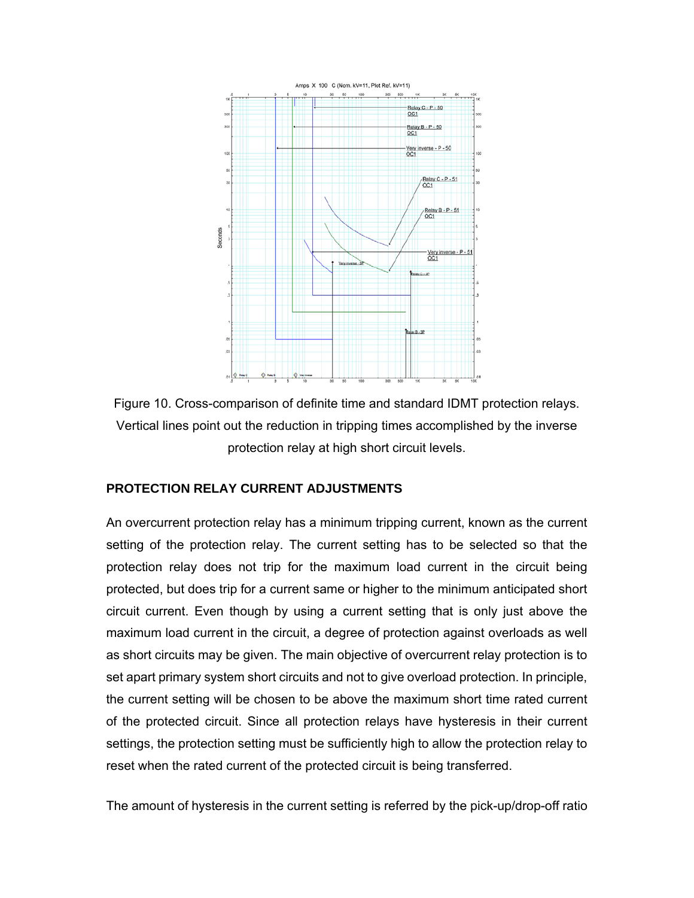Figure 10. Cross-comparison of definite time and standard IDMT protection relays. Vertical lines point out the reduction in tripping times accomplished by the inverse protection relay at high short circuit levels.

## PROTECTION RELAY CURRENT ADJUSTMENTS

An overcurrent protection relay has a minimum tripping current, known as the current setting of the protection relay. The current setting has to be selected so that the protection relay does not trip for the maximum load current in the circuit being protected, but does trip for a current same or higher to the minimum anticipated short circuit current. Even though by using a current setting that is only just above the maximum load current in the circuit, a degree of protection against overloads as well as short circuits may be given. The main objective of overcurrent relay protection is to set apart primary system short circuits and not to give overload protection. In principle, the current setting will be chosen to be above the maximum short time rated current of the protected circuit. Since all protection relays have hysteresis in their current settings, the protection setting must be sufficiently high to allow the protection relay to reset when the rated current of the protected circuit is being transferred.

The amount of hysteresis in the current setting is referred by the pick-up/drop-off ratio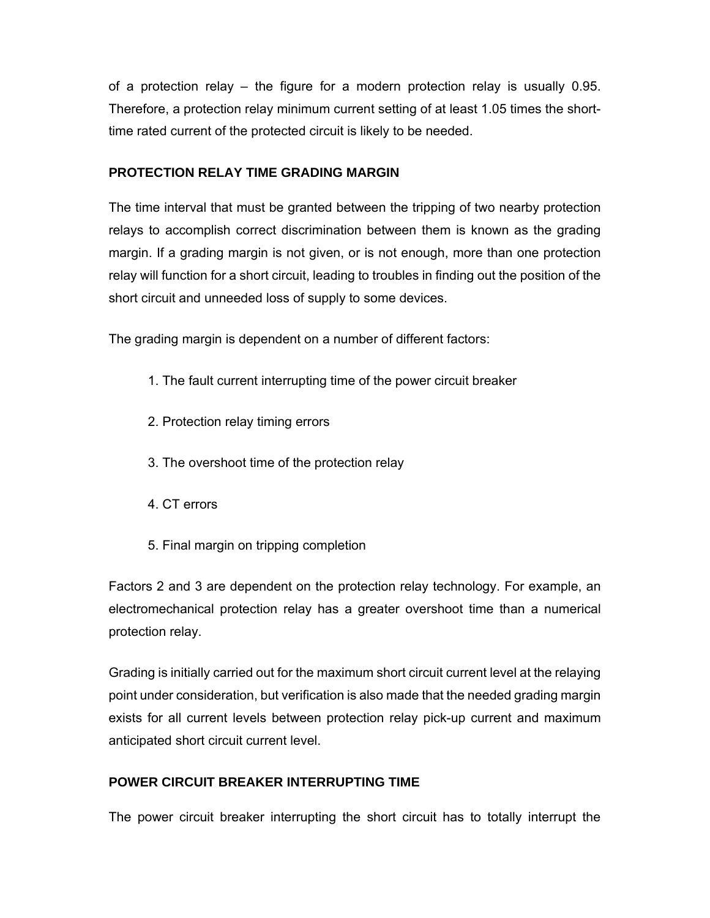of a protection relay – the figure for a modern protection relay is usually 0.95. Therefore, a protection relay minimum current setting of at least 1.05 times the short-time rated current of the protected circuit is likely to be needed.

## PROTECTION RELAY TIME GRADING MARGIN

The time interval that must be granted between the tripping of two nearby protection relays to accomplish correct discrimination between them is known as the grading margin. If a grading margin is not given, or is not enough, more than one protection relay will function for a short circuit, leading to troubles in finding out the position of the short circuit and unneeded loss of supply to some devices.

The grading margin is dependent on a number of different factors:

1. The fault current interrupting time of the power circuit breaker
2. Protection relay timing errors
3. The overshoot time of the protection relay
4. CT errors
5. Final margin on tripping completion

Factors 2 and 3 are dependent on the protection relay technology. For example, an electromechanical protection relay has a greater overshoot time than a numerical protection relay.

Grading is initially carried out for the maximum short circuit current level at the relaying point under consideration, but verification is also made that the needed grading margin exists for all current levels between protection relay pick-up current and maximum anticipated short circuit current level.

## POWER CIRCUIT BREAKER INTERRUPTING TIME

The power circuit breaker interrupting the short circuit has to totally interrupt the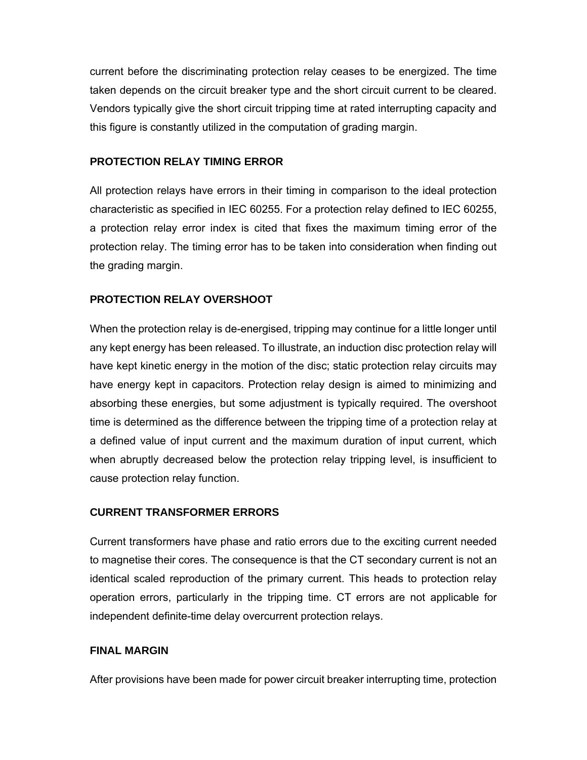current before the discriminating protection relay ceases to be energized. The time taken depends on the circuit breaker type and the short circuit current to be cleared. Vendors typically give the short circuit tripping time at rated interrupting capacity and this figure is constantly utilized in the computation of grading margin.

## PROTECTION RELAY TIMING ERROR

All protection relays have errors in their timing in comparison to the ideal protection characteristic as specified in IEC 60255. For a protection relay defined to IEC 60255, a protection relay error index is cited that fixes the maximum timing error of the protection relay. The timing error has to be taken into consideration when finding out the grading margin.

## PROTECTION RELAY OVERSHOOT

When the protection relay is de-energised, tripping may continue for a little longer until any kept energy has been released. To illustrate, an induction disc protection relay will have kept kinetic energy in the motion of the disc; static protection relay circuits may have energy kept in capacitors. Protection relay design is aimed to minimizing and absorbing these energies, but some adjustment is typically required. The overshoot time is determined as the difference between the tripping time of a protection relay at a defined value of input current and the maximum duration of input current, which when abruptly decreased below the protection relay tripping level, is insufficient to cause protection relay function.

## CURRENT TRANSFORMER ERRORS

Current transformers have phase and ratio errors due to the exciting current needed to magnetise their cores. The consequence is that the CT secondary current is not an identical scaled reproduction of the primary current. This heads to protection relay operation errors, particularly in the tripping time. CT errors are not applicable for independent definite-time delay overcurrent protection relays.

## FINAL MARGIN

After provisions have been made for power circuit breaker interrupting time, protection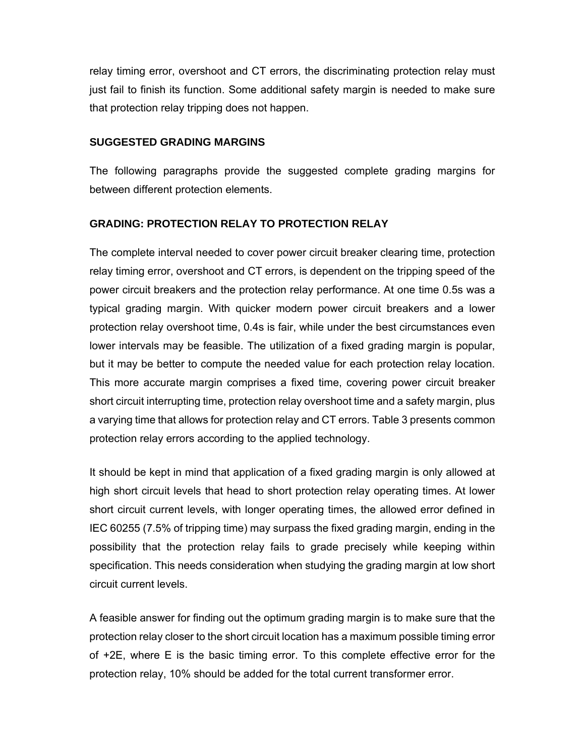relay timing error, overshoot and CT errors, the discriminating protection relay must just fail to finish its function. Some additional safety margin is needed to make sure that protection relay tripping does not happen.

## SUGGESTED GRADING MARGINS

The following paragraphs provide the suggested complete grading margins for between different protection elements.

## GRADING: PROTECTION RELAY TO PROTECTION RELAY

The complete interval needed to cover power circuit breaker clearing time, protection relay timing error, overshoot and CT errors, is dependent on the tripping speed of the power circuit breakers and the protection relay performance. At one time 0.5s was a typical grading margin. With quicker modern power circuit breakers and a lower protection relay overshoot time, 0.4s is fair, while under the best circumstances even lower intervals may be feasible. The utilization of a fixed grading margin is popular, but it may be better to compute the needed value for each protection relay location. This more accurate margin comprises a fixed time, covering power circuit breaker short circuit interrupting time, protection relay overshoot time and a safety margin, plus a varying time that allows for protection relay and CT errors. Table 3 presents common protection relay errors according to the applied technology.

It should be kept in mind that application of a fixed grading margin is only allowed at high short circuit levels that head to short protection relay operating times. At lower short circuit current levels, with longer operating times, the allowed error defined in IEC 60255 (7.5% of tripping time) may surpass the fixed grading margin, ending in the possibility that the protection relay fails to grade precisely while keeping within specification. This needs consideration when studying the grading margin at low short circuit current levels.

A feasible answer for finding out the optimum grading margin is to make sure that the protection relay closer to the short circuit location has a maximum possible timing error of $+2E$, where $E$ is the basic timing error. To this complete effective error for the protection relay, 10% should be added for the total current transformer error.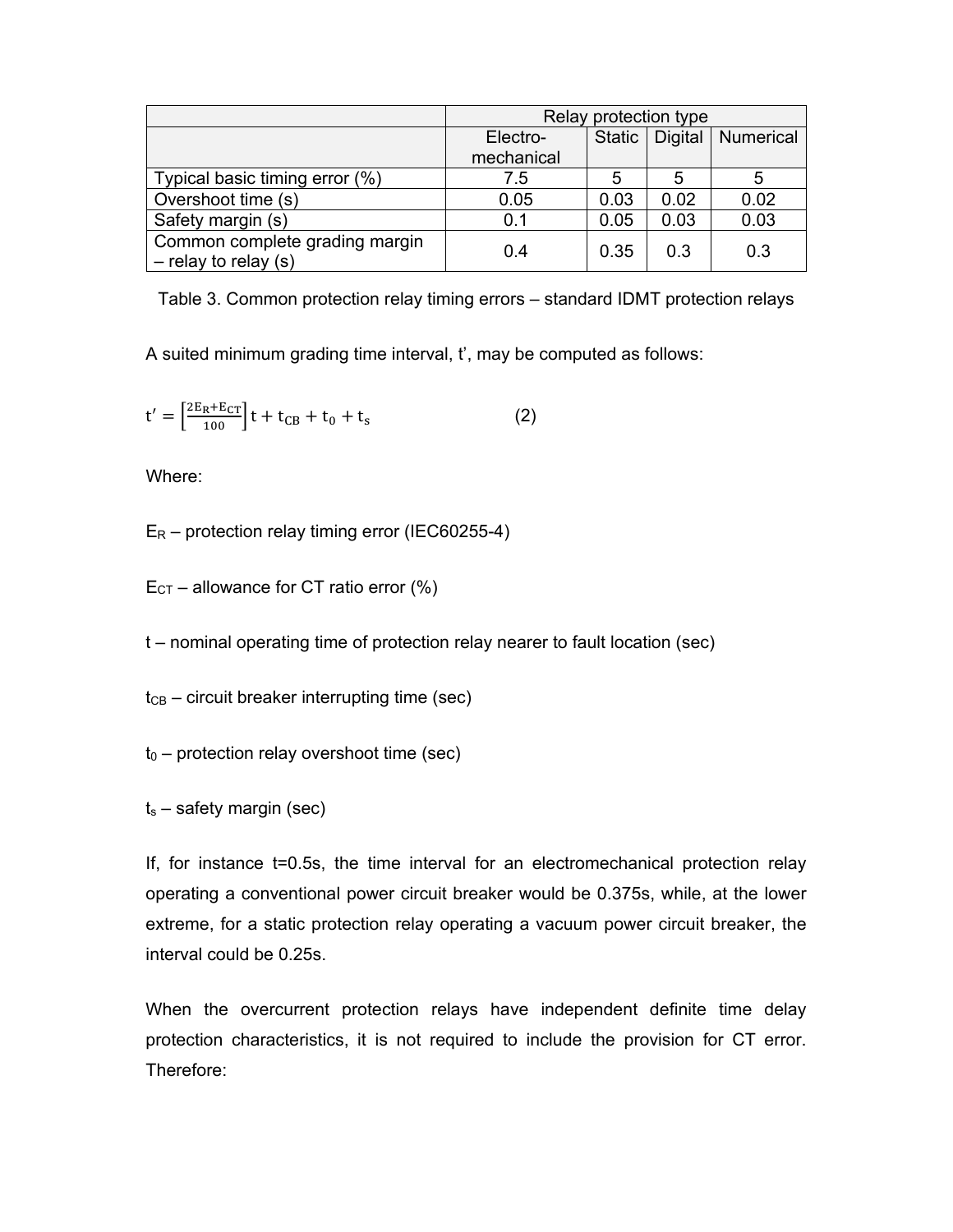| | Relay protection type | | | |
|---|---|---|---|---|
| | Electro-mechanical | Static | Digital | Numerical |
| Typical basic timing error (%) | 7.5 | 5 | 5 | 5 |
| Overshoot time (s) | 0.05 | 0.03 | 0.02 | 0.02 |
| Safety margin (s) | 0.1 | 0.05 | 0.03 | 0.03 |
| Common complete grading margin – relay to relay (s) | 0.4 | 0.35 | 0.3 | 0.3 |

Table 3. Common protection relay timing errors – standard IDMT protection relays

A suited minimum grading time interval, t', may be computed as follows:

$$t' = \left[\frac{2E_R + E_{CT}}{100}\right] t + t_{CB} + t_0 + t_s \qquad (2)$$

Where:

$E_R$ – protection relay timing error (IEC60255-4)

$E_{CT}$ – allowance for CT ratio error (%)

t – nominal operating time of protection relay nearer to fault location (sec)

$t_{CB}$ – circuit breaker interrupting time (sec)

$t_0$ – protection relay overshoot time (sec)

$t_s$ – safety margin (sec)

If, for instance t=0.5s, the time interval for an electromechanical protection relay operating a conventional power circuit breaker would be 0.375s, while, at the lower extreme, for a static protection relay operating a vacuum power circuit breaker, the interval could be 0.25s.

When the overcurrent protection relays have independent definite time delay protection characteristics, it is not required to include the provision for CT error. Therefore: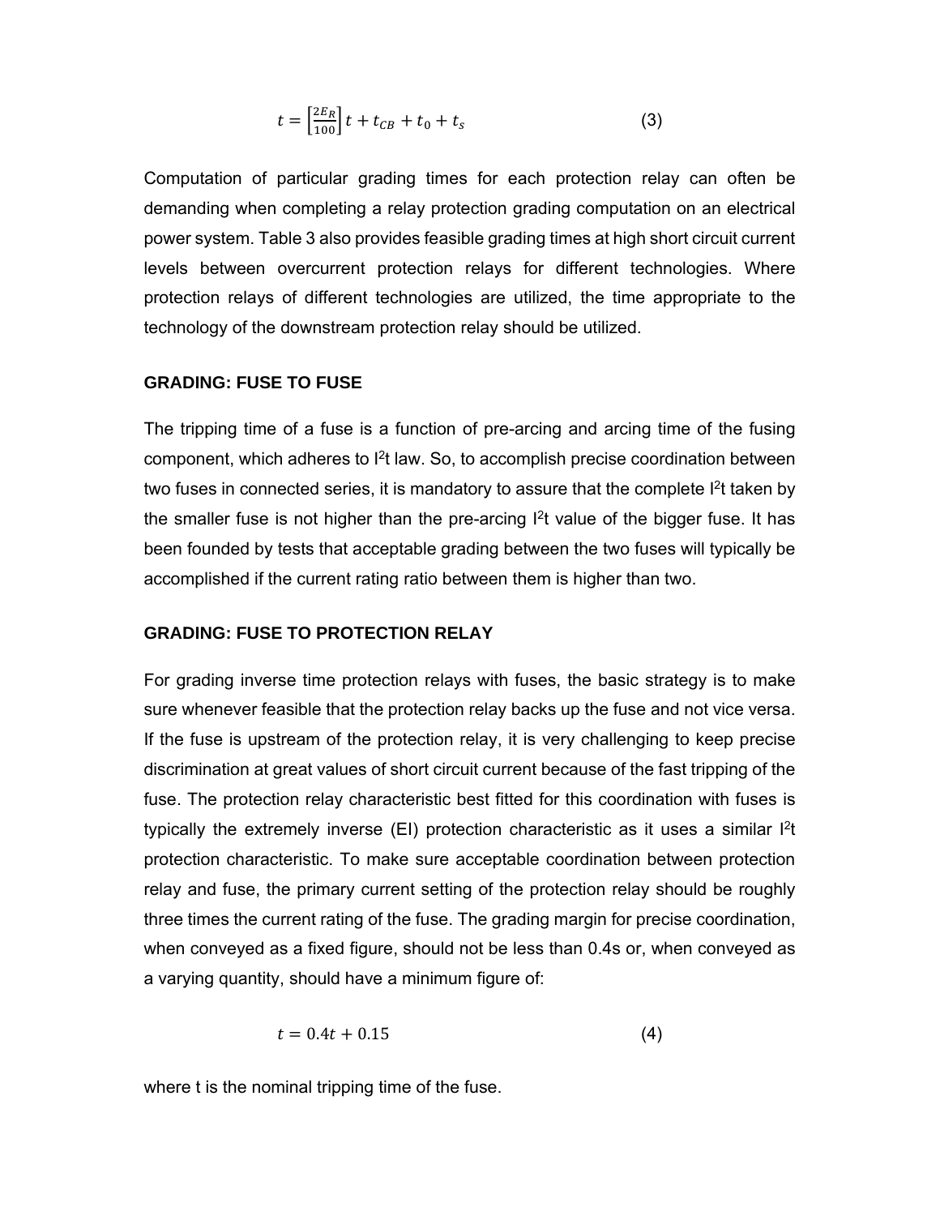$$t = \left[\frac{2E_R}{100}\right]t + t_{CB} + t_0 + t_s \qquad (3)$$

Computation of particular grading times for each protection relay can often be demanding when completing a relay protection grading computation on an electrical power system. Table 3 also provides feasible grading times at high short circuit current levels between overcurrent protection relays for different technologies. Where protection relays of different technologies are utilized, the time appropriate to the technology of the downstream protection relay should be utilized.

## GRADING: FUSE TO FUSE

The tripping time of a fuse is a function of pre-arcing and arcing time of the fusing component, which adheres to $I^2t$ law. So, to accomplish precise coordination between two fuses in connected series, it is mandatory to assure that the complete $I^2t$ taken by the smaller fuse is not higher than the pre-arcing $I^2t$ value of the bigger fuse. It has been founded by tests that acceptable grading between the two fuses will typically be accomplished if the current rating ratio between them is higher than two.

## GRADING: FUSE TO PROTECTION RELAY

For grading inverse time protection relays with fuses, the basic strategy is to make sure whenever feasible that the protection relay backs up the fuse and not vice versa. If the fuse is upstream of the protection relay, it is very challenging to keep precise discrimination at great values of short circuit current because of the fast tripping of the fuse. The protection relay characteristic best fitted for this coordination with fuses is typically the extremely inverse (EI) protection characteristic as it uses a similar $I^2t$ protection characteristic. To make sure acceptable coordination between protection relay and fuse, the primary current setting of the protection relay should be roughly three times the current rating of the fuse. The grading margin for precise coordination, when conveyed as a fixed figure, should not be less than 0.4s or, when conveyed as a varying quantity, should have a minimum figure of:

$$t = 0.4t + 0.15 \qquad (4)$$

where t is the nominal tripping time of the fuse.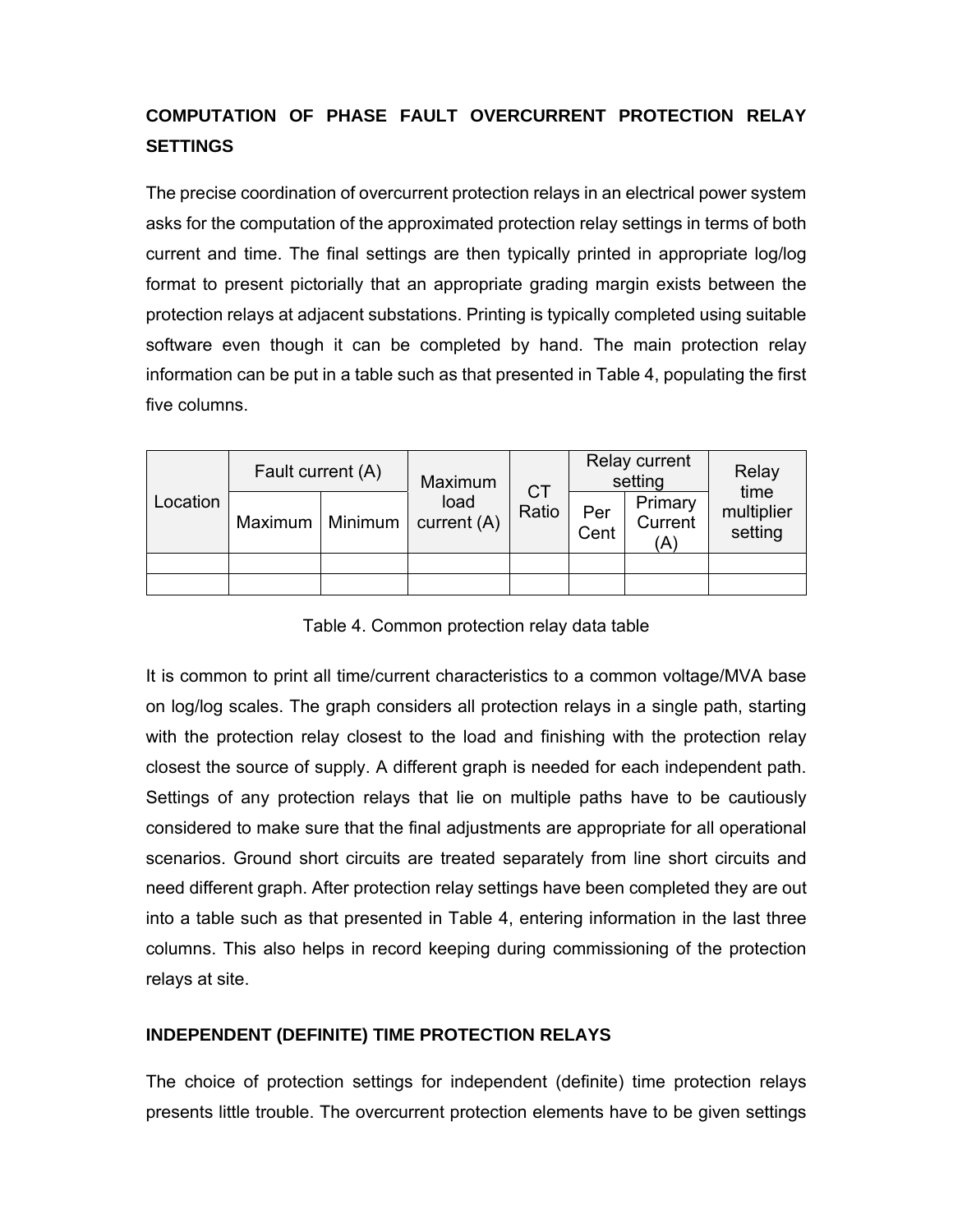## COMPUTATION OF PHASE FAULT OVERCURRENT PROTECTION RELAY SETTINGS

The precise coordination of overcurrent protection relays in an electrical power system asks for the computation of the approximated protection relay settings in terms of both current and time. The final settings are then typically printed in appropriate log/log format to present pictorially that an appropriate grading margin exists between the protection relays at adjacent substations. Printing is typically completed using suitable software even though it can be completed by hand. The main protection relay information can be put in a table such as that presented in Table 4, populating the first five columns.

| Location | Fault current (A) | | Maximum load current (A) | CT Ratio | Relay current setting | | Relay time multiplier setting |
|---|---|---|---|---|---|---|---|
| | Maximum | Minimum | | | Per Cent | Primary Current (A) | |
| | | | | | | | |
| | | | | | | | |

Table 4. Common protection relay data table

It is common to print all time/current characteristics to a common voltage/MVA base on log/log scales. The graph considers all protection relays in a single path, starting with the protection relay closest to the load and finishing with the protection relay closest the source of supply. A different graph is needed for each independent path. Settings of any protection relays that lie on multiple paths have to be cautiously considered to make sure that the final adjustments are appropriate for all operational scenarios. Ground short circuits are treated separately from line short circuits and need different graph. After protection relay settings have been completed they are out into a table such as that presented in Table 4, entering information in the last three columns. This also helps in record keeping during commissioning of the protection relays at site.

## INDEPENDENT (DEFINITE) TIME PROTECTION RELAYS

The choice of protection settings for independent (definite) time protection relays presents little trouble. The overcurrent protection elements have to be given settings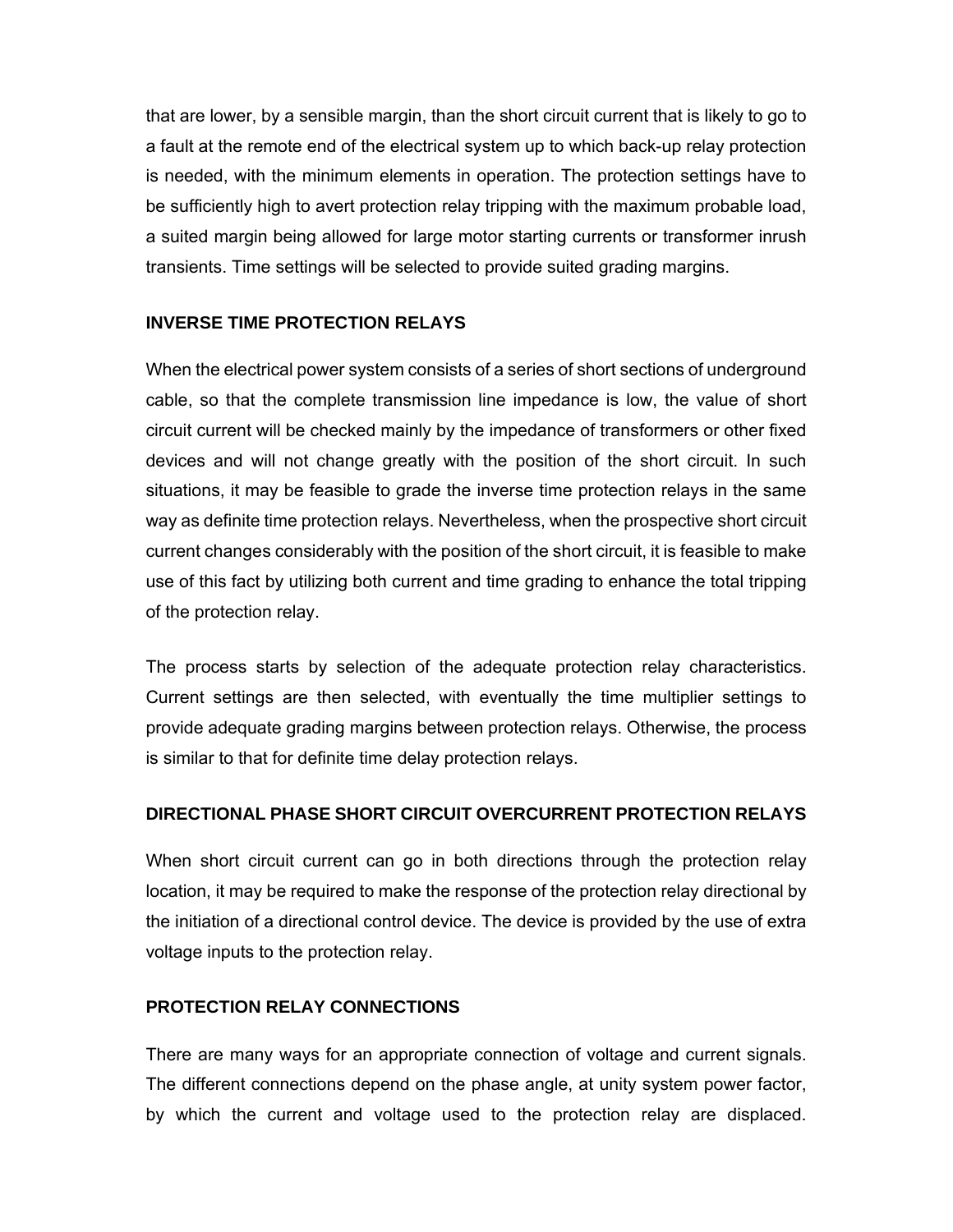that are lower, by a sensible margin, than the short circuit current that is likely to go to a fault at the remote end of the electrical system up to which back-up relay protection is needed, with the minimum elements in operation. The protection settings have to be sufficiently high to avert protection relay tripping with the maximum probable load, a suited margin being allowed for large motor starting currents or transformer inrush transients. Time settings will be selected to provide suited grading margins.

## INVERSE TIME PROTECTION RELAYS

When the electrical power system consists of a series of short sections of underground cable, so that the complete transmission line impedance is low, the value of short circuit current will be checked mainly by the impedance of transformers or other fixed devices and will not change greatly with the position of the short circuit. In such situations, it may be feasible to grade the inverse time protection relays in the same way as definite time protection relays. Nevertheless, when the prospective short circuit current changes considerably with the position of the short circuit, it is feasible to make use of this fact by utilizing both current and time grading to enhance the total tripping of the protection relay.

The process starts by selection of the adequate protection relay characteristics. Current settings are then selected, with eventually the time multiplier settings to provide adequate grading margins between protection relays. Otherwise, the process is similar to that for definite time delay protection relays.

## DIRECTIONAL PHASE SHORT CIRCUIT OVERCURRENT PROTECTION RELAYS

When short circuit current can go in both directions through the protection relay location, it may be required to make the response of the protection relay directional by the initiation of a directional control device. The device is provided by the use of extra voltage inputs to the protection relay.

## PROTECTION RELAY CONNECTIONS

There are many ways for an appropriate connection of voltage and current signals. The different connections depend on the phase angle, at unity system power factor, by which the current and voltage used to the protection relay are displaced.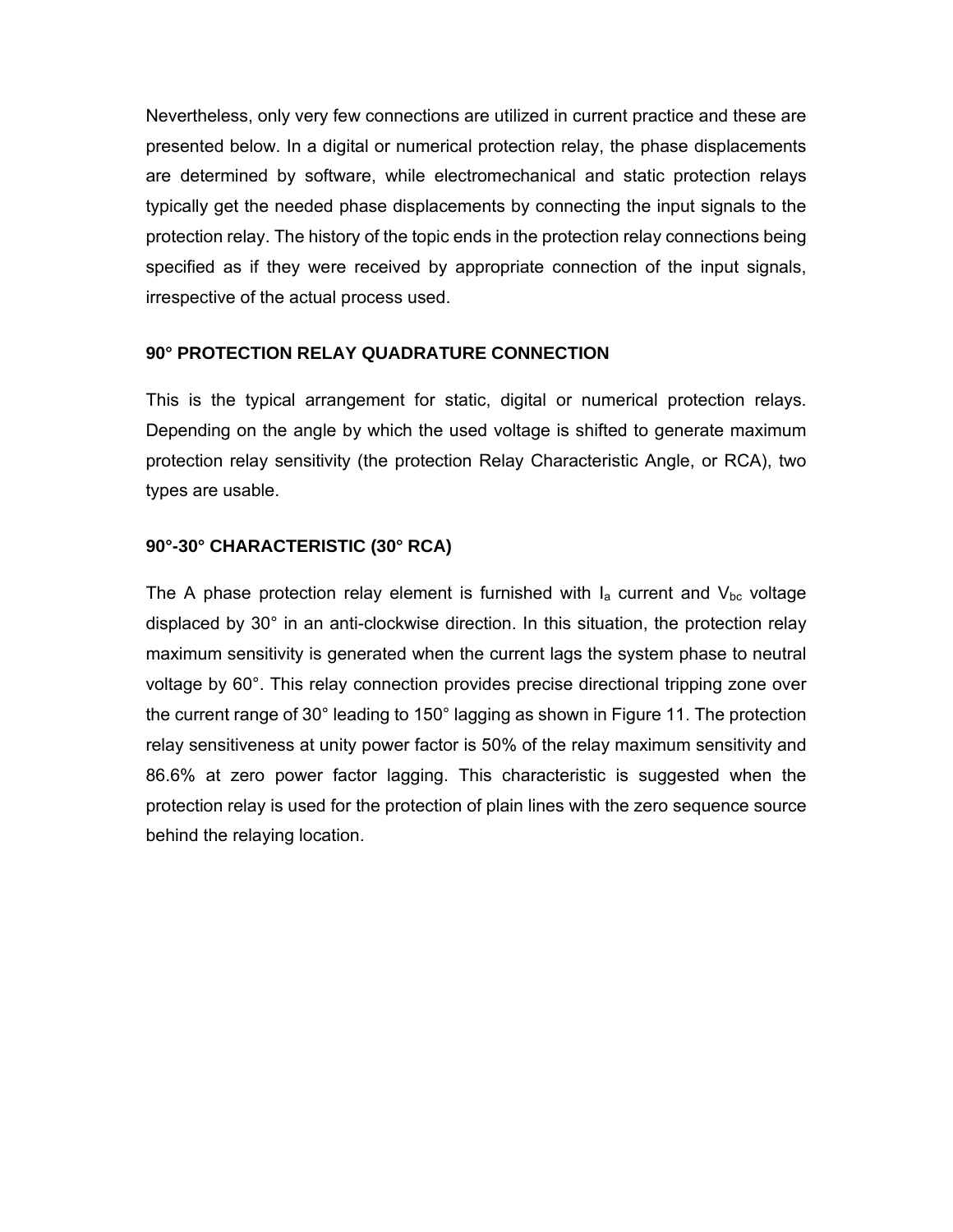Nevertheless, only very few connections are utilized in current practice and these are presented below. In a digital or numerical protection relay, the phase displacements are determined by software, while electromechanical and static protection relays typically get the needed phase displacements by connecting the input signals to the protection relay. The history of the topic ends in the protection relay connections being specified as if they were received by appropriate connection of the input signals, irrespective of the actual process used.

### 90° PROTECTION RELAY QUADRATURE CONNECTION

This is the typical arrangement for static, digital or numerical protection relays. Depending on the angle by which the used voltage is shifted to generate maximum protection relay sensitivity (the protection Relay Characteristic Angle, or RCA), two types are usable.

### 90°-30° CHARACTERISTIC (30° RCA)

The A phase protection relay element is furnished with $I_a$ current and $V_{bc}$ voltage displaced by 30° in an anti-clockwise direction. In this situation, the protection relay maximum sensitivity is generated when the current lags the system phase to neutral voltage by 60°. This relay connection provides precise directional tripping zone over the current range of 30° leading to 150° lagging as shown in Figure 11. The protection relay sensitiveness at unity power factor is 50% of the relay maximum sensitivity and 86.6% at zero power factor lagging. This characteristic is suggested when the protection relay is used for the protection of plain lines with the zero sequence source behind the relaying location.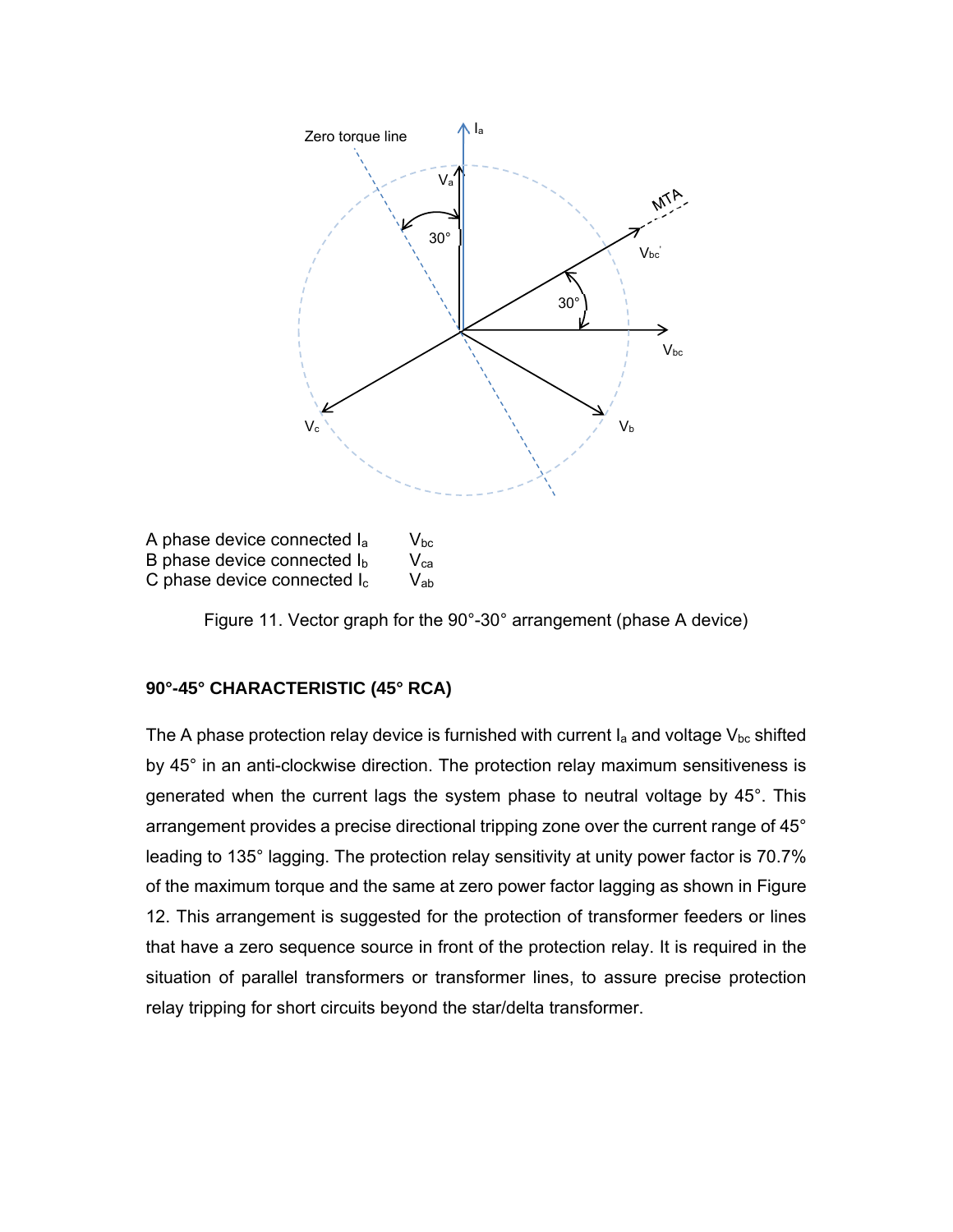A phase device connected $I_a$ $V_{bc}$
B phase device connected $I_b$ $V_{ca}$
C phase device connected $I_c$ $V_{ab}$

Figure 11. Vector graph for the 90°-30° arrangement (phase A device)

**90°-45° CHARACTERISTIC (45° RCA)**

The A phase protection relay device is furnished with current $I_a$ and voltage $V_{bc}$ shifted by 45° in an anti-clockwise direction. The protection relay maximum sensitiveness is generated when the current lags the system phase to neutral voltage by 45°. This arrangement provides a precise directional tripping zone over the current range of 45° leading to 135° lagging. The protection relay sensitivity at unity power factor is 70.7% of the maximum torque and the same at zero power factor lagging as shown in Figure 12. This arrangement is suggested for the protection of transformer feeders or lines that have a zero sequence source in front of the protection relay. It is required in the situation of parallel transformers or transformer lines, to assure precise protection relay tripping for short circuits beyond the star/delta transformer.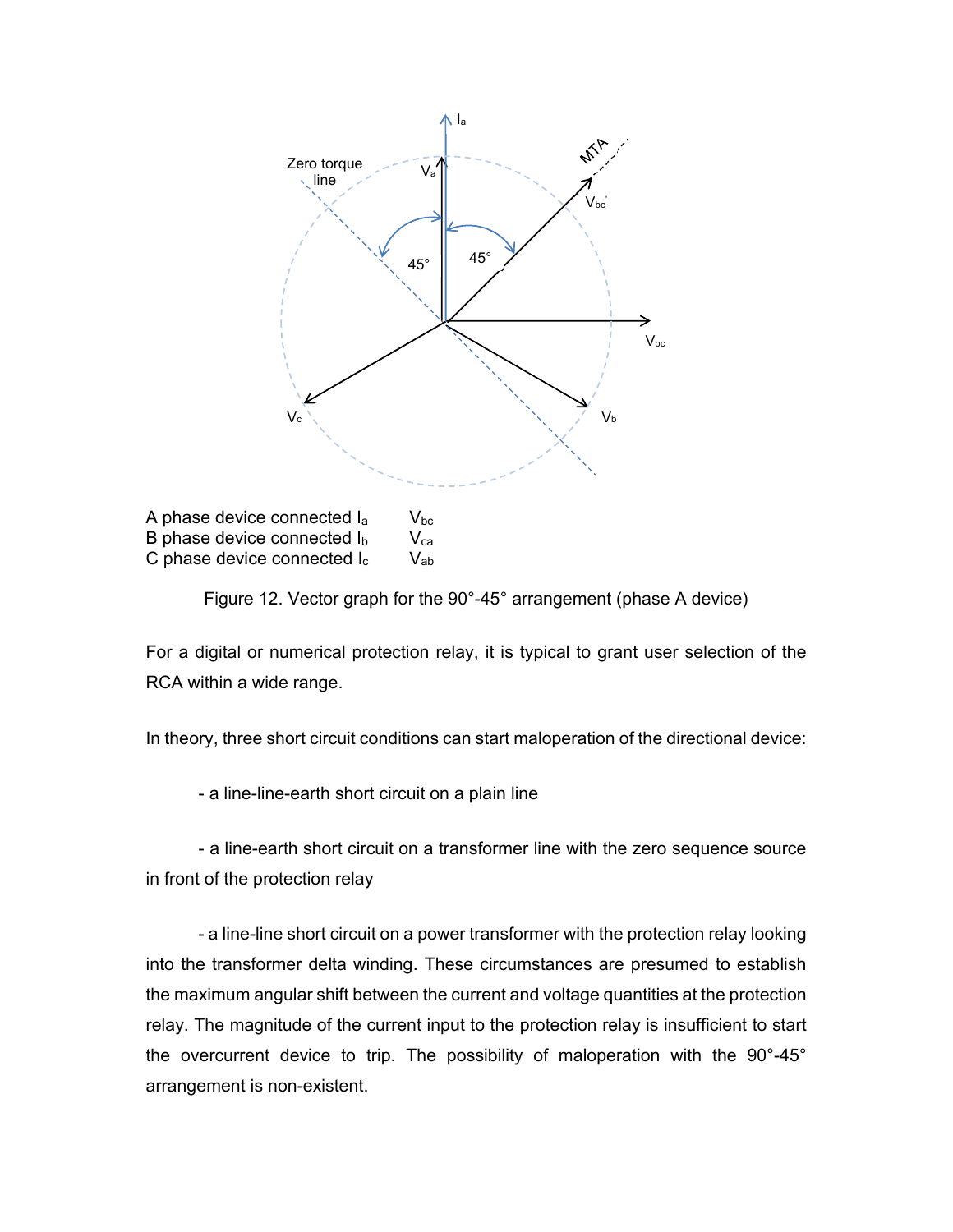A phase device connected $I_a$ $V_{bc}$
B phase device connected $I_b$ $V_{ca}$
C phase device connected $I_c$ $V_{ab}$

Figure 12. Vector graph for the 90°-45° arrangement (phase A device)

For a digital or numerical protection relay, it is typical to grant user selection of the RCA within a wide range.

In theory, three short circuit conditions can start maloperation of the directional device:

- a line-line-earth short circuit on a plain line

- a line-earth short circuit on a transformer line with the zero sequence source in front of the protection relay

- a line-line short circuit on a power transformer with the protection relay looking into the transformer delta winding. These circumstances are presumed to establish the maximum angular shift between the current and voltage quantities at the protection relay. The magnitude of the current input to the protection relay is insufficient to start the overcurrent device to trip. The possibility of maloperation with the 90°-45° arrangement is non-existent.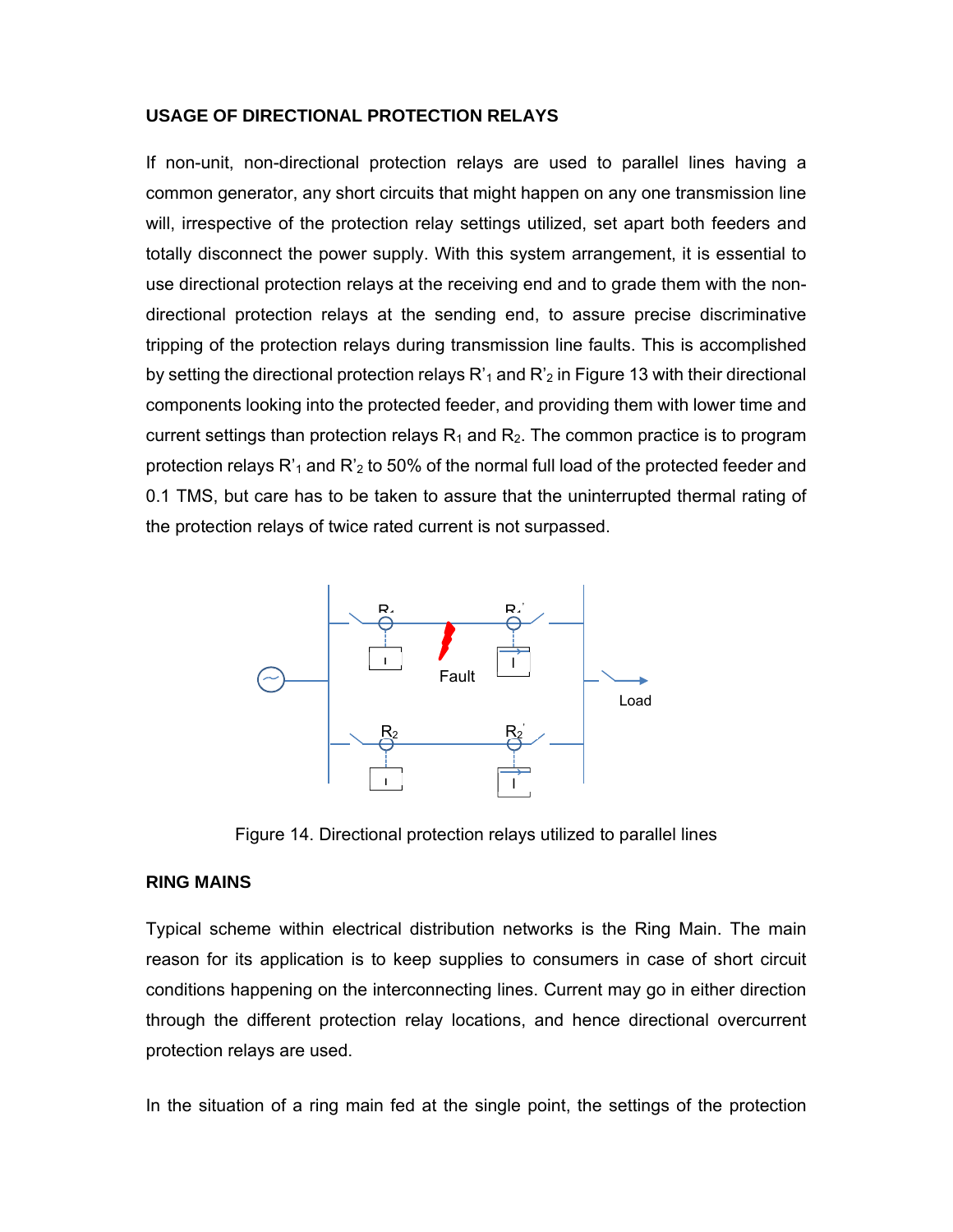## USAGE OF DIRECTIONAL PROTECTION RELAYS

If non-unit, non-directional protection relays are used to parallel lines having a common generator, any short circuits that might happen on any one transmission line will, irrespective of the protection relay settings utilized, set apart both feeders and totally disconnect the power supply. With this system arrangement, it is essential to use directional protection relays at the receiving end and to grade them with the non-directional protection relays at the sending end, to assure precise discriminative tripping of the protection relays during transmission line faults. This is accomplished by setting the directional protection relays $R'_1$ and $R'_2$ in Figure 13 with their directional components looking into the protected feeder, and providing them with lower time and current settings than protection relays $R_1$ and $R_2$. The common practice is to program protection relays $R'_1$ and $R'_2$ to 50% of the normal full load of the protected feeder and 0.1 TMS, but care has to be taken to assure that the uninterrupted thermal rating of the protection relays of twice rated current is not surpassed.

Figure 14. Directional protection relays utilized to parallel lines

## RING MAINS

Typical scheme within electrical distribution networks is the Ring Main. The main reason for its application is to keep supplies to consumers in case of short circuit conditions happening on the interconnecting lines. Current may go in either direction through the different protection relay locations, and hence directional overcurrent protection relays are used.

In the situation of a ring main fed at the single point, the settings of the protection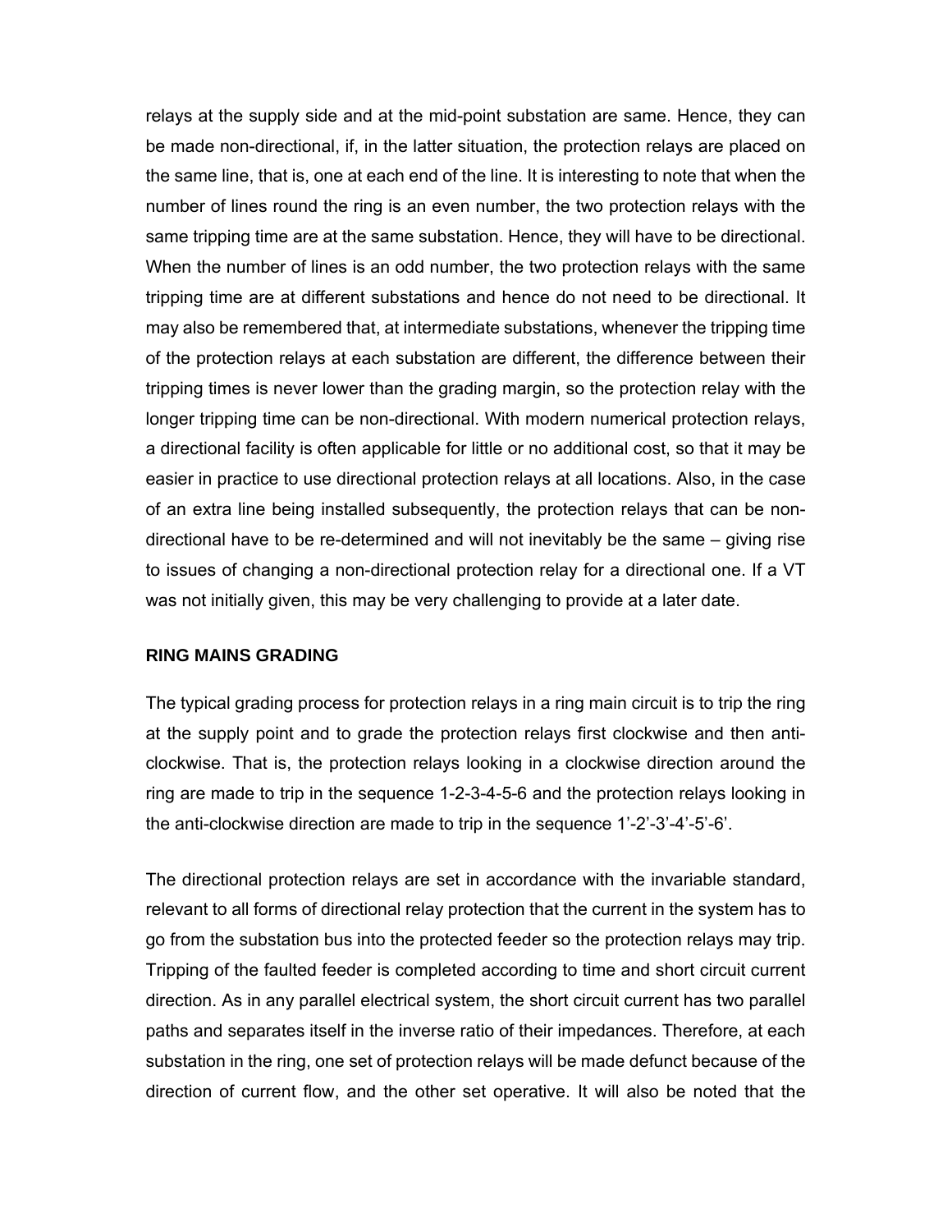relays at the supply side and at the mid-point substation are same. Hence, they can be made non-directional, if, in the latter situation, the protection relays are placed on the same line, that is, one at each end of the line. It is interesting to note that when the number of lines round the ring is an even number, the two protection relays with the same tripping time are at the same substation. Hence, they will have to be directional. When the number of lines is an odd number, the two protection relays with the same tripping time are at different substations and hence do not need to be directional. It may also be remembered that, at intermediate substations, whenever the tripping time of the protection relays at each substation are different, the difference between their tripping times is never lower than the grading margin, so the protection relay with the longer tripping time can be non-directional. With modern numerical protection relays, a directional facility is often applicable for little or no additional cost, so that it may be easier in practice to use directional protection relays at all locations. Also, in the case of an extra line being installed subsequently, the protection relays that can be non-directional have to be re-determined and will not inevitably be the same – giving rise to issues of changing a non-directional protection relay for a directional one. If a VT was not initially given, this may be very challenging to provide at a later date.

## RING MAINS GRADING

The typical grading process for protection relays in a ring main circuit is to trip the ring at the supply point and to grade the protection relays first clockwise and then anti-clockwise. That is, the protection relays looking in a clockwise direction around the ring are made to trip in the sequence 1-2-3-4-5-6 and the protection relays looking in the anti-clockwise direction are made to trip in the sequence 1'-2'-3'-4'-5'-6'.

The directional protection relays are set in accordance with the invariable standard, relevant to all forms of directional relay protection that the current in the system has to go from the substation bus into the protected feeder so the protection relays may trip. Tripping of the faulted feeder is completed according to time and short circuit current direction. As in any parallel electrical system, the short circuit current has two parallel paths and separates itself in the inverse ratio of their impedances. Therefore, at each substation in the ring, one set of protection relays will be made defunct because of the direction of current flow, and the other set operative. It will also be noted that the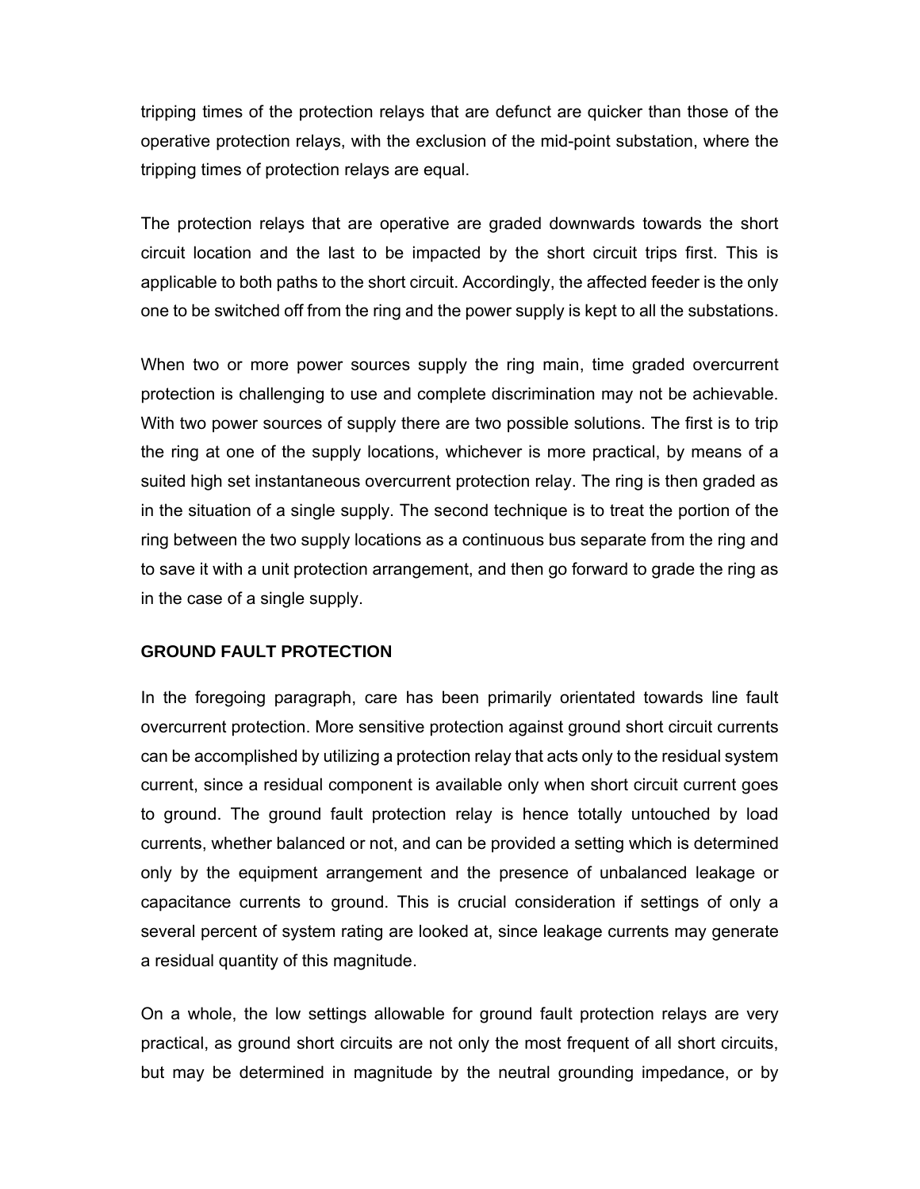tripping times of the protection relays that are defunct are quicker than those of the operative protection relays, with the exclusion of the mid-point substation, where the tripping times of protection relays are equal.

The protection relays that are operative are graded downwards towards the short circuit location and the last to be impacted by the short circuit trips first. This is applicable to both paths to the short circuit. Accordingly, the affected feeder is the only one to be switched off from the ring and the power supply is kept to all the substations.

When two or more power sources supply the ring main, time graded overcurrent protection is challenging to use and complete discrimination may not be achievable. With two power sources of supply there are two possible solutions. The first is to trip the ring at one of the supply locations, whichever is more practical, by means of a suited high set instantaneous overcurrent protection relay. The ring is then graded as in the situation of a single supply. The second technique is to treat the portion of the ring between the two supply locations as a continuous bus separate from the ring and to save it with a unit protection arrangement, and then go forward to grade the ring as in the case of a single supply.

## GROUND FAULT PROTECTION

In the foregoing paragraph, care has been primarily orientated towards line fault overcurrent protection. More sensitive protection against ground short circuit currents can be accomplished by utilizing a protection relay that acts only to the residual system current, since a residual component is available only when short circuit current goes to ground. The ground fault protection relay is hence totally untouched by load currents, whether balanced or not, and can be provided a setting which is determined only by the equipment arrangement and the presence of unbalanced leakage or capacitance currents to ground. This is crucial consideration if settings of only a several percent of system rating are looked at, since leakage currents may generate a residual quantity of this magnitude.

On a whole, the low settings allowable for ground fault protection relays are very practical, as ground short circuits are not only the most frequent of all short circuits, but may be determined in magnitude by the neutral grounding impedance, or by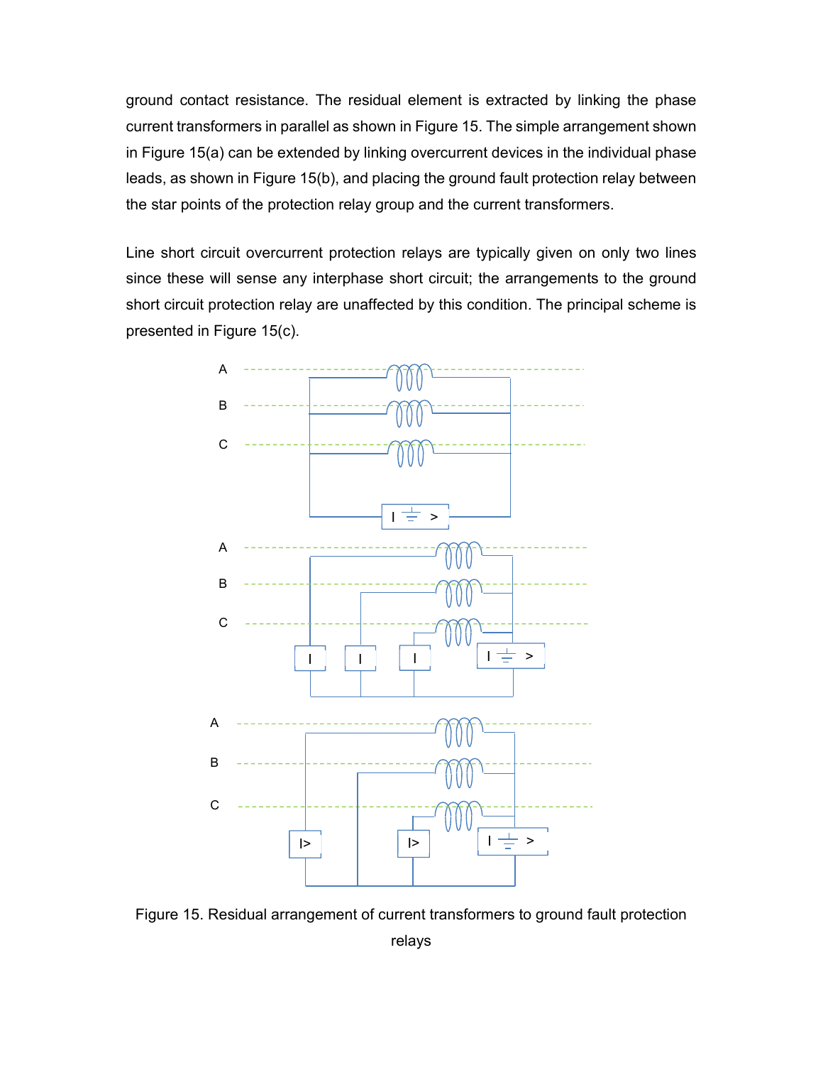ground contact resistance. The residual element is extracted by linking the phase current transformers in parallel as shown in Figure 15. The simple arrangement shown in Figure 15(a) can be extended by linking overcurrent devices in the individual phase leads, as shown in Figure 15(b), and placing the ground fault protection relay between the star points of the protection relay group and the current transformers.

Line short circuit overcurrent protection relays are typically given on only two lines since these will sense any interphase short circuit; the arrangements to the ground short circuit protection relay are unaffected by this condition. The principal scheme is presented in Figure 15(c).

Figure 15. Residual arrangement of current transformers to ground fault protection relays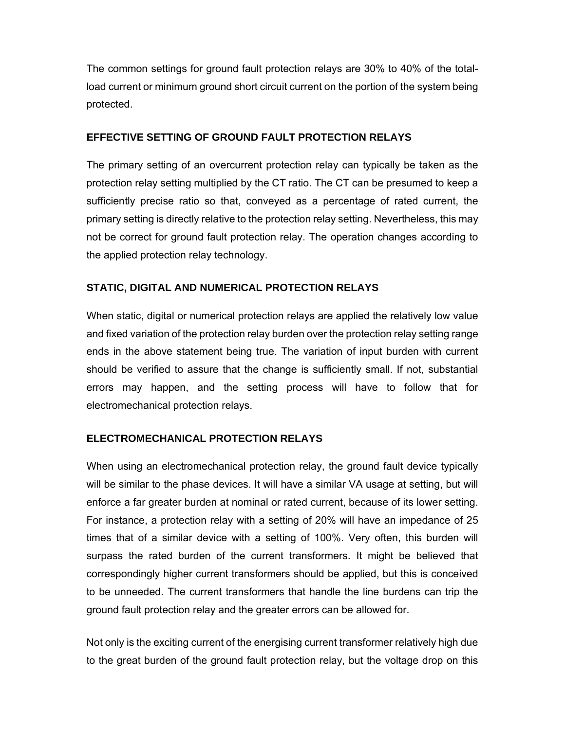The common settings for ground fault protection relays are 30% to 40% of the total-load current or minimum ground short circuit current on the portion of the system being protected.

### EFFECTIVE SETTING OF GROUND FAULT PROTECTION RELAYS

The primary setting of an overcurrent protection relay can typically be taken as the protection relay setting multiplied by the CT ratio. The CT can be presumed to keep a sufficiently precise ratio so that, conveyed as a percentage of rated current, the primary setting is directly relative to the protection relay setting. Nevertheless, this may not be correct for ground fault protection relay. The operation changes according to the applied protection relay technology.

### STATIC, DIGITAL AND NUMERICAL PROTECTION RELAYS

When static, digital or numerical protection relays are applied the relatively low value and fixed variation of the protection relay burden over the protection relay setting range ends in the above statement being true. The variation of input burden with current should be verified to assure that the change is sufficiently small. If not, substantial errors may happen, and the setting process will have to follow that for electromechanical protection relays.

### ELECTROMECHANICAL PROTECTION RELAYS

When using an electromechanical protection relay, the ground fault device typically will be similar to the phase devices. It will have a similar VA usage at setting, but will enforce a far greater burden at nominal or rated current, because of its lower setting. For instance, a protection relay with a setting of 20% will have an impedance of 25 times that of a similar device with a setting of 100%. Very often, this burden will surpass the rated burden of the current transformers. It might be believed that correspondingly higher current transformers should be applied, but this is conceived to be unneeded. The current transformers that handle the line burdens can trip the ground fault protection relay and the greater errors can be allowed for.

Not only is the exciting current of the energising current transformer relatively high due to the great burden of the ground fault protection relay, but the voltage drop on this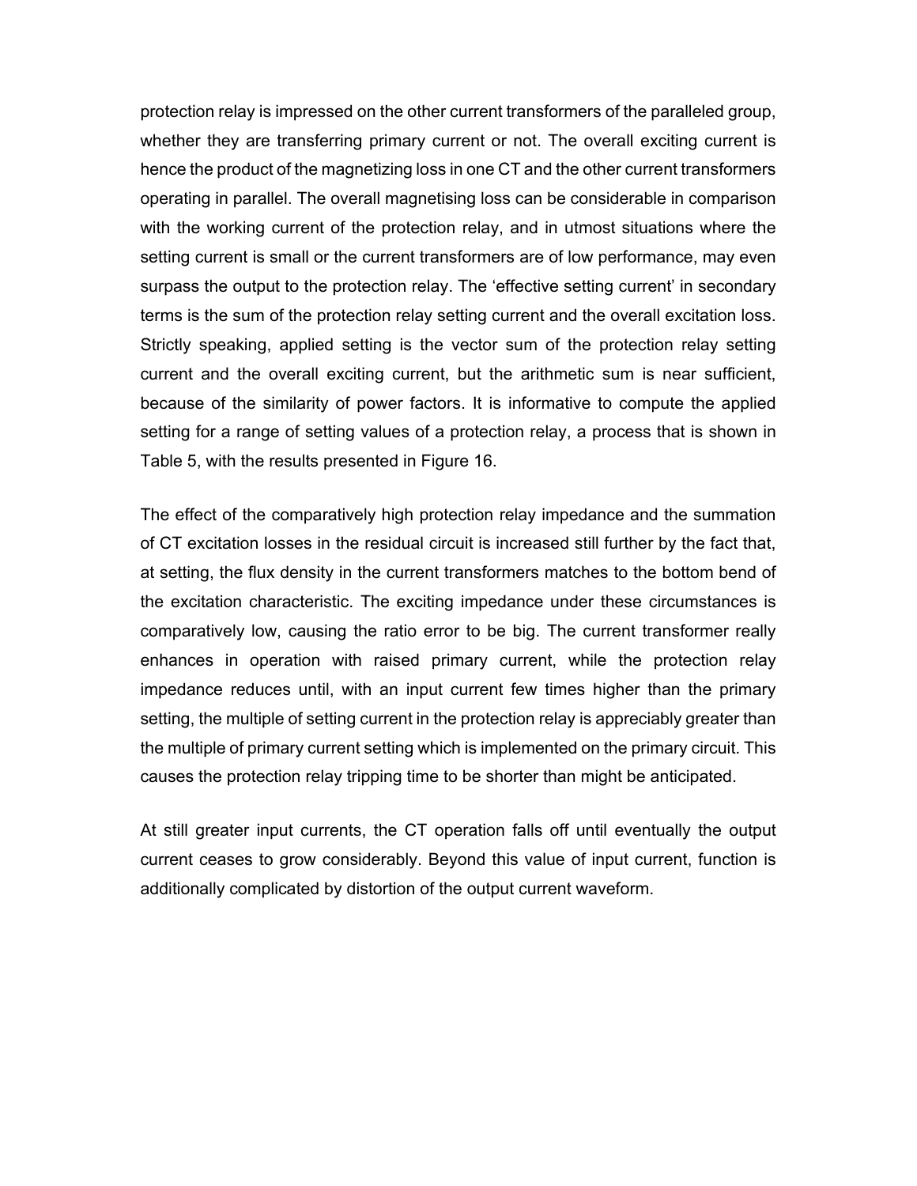protection relay is impressed on the other current transformers of the paralleled group, whether they are transferring primary current or not. The overall exciting current is hence the product of the magnetizing loss in one CT and the other current transformers operating in parallel. The overall magnetising loss can be considerable in comparison with the working current of the protection relay, and in utmost situations where the setting current is small or the current transformers are of low performance, may even surpass the output to the protection relay. The 'effective setting current' in secondary terms is the sum of the protection relay setting current and the overall excitation loss. Strictly speaking, applied setting is the vector sum of the protection relay setting current and the overall exciting current, but the arithmetic sum is near sufficient, because of the similarity of power factors. It is informative to compute the applied setting for a range of setting values of a protection relay, a process that is shown in Table 5, with the results presented in Figure 16.

The effect of the comparatively high protection relay impedance and the summation of CT excitation losses in the residual circuit is increased still further by the fact that, at setting, the flux density in the current transformers matches to the bottom bend of the excitation characteristic. The exciting impedance under these circumstances is comparatively low, causing the ratio error to be big. The current transformer really enhances in operation with raised primary current, while the protection relay impedance reduces until, with an input current few times higher than the primary setting, the multiple of setting current in the protection relay is appreciably greater than the multiple of primary current setting which is implemented on the primary circuit. This causes the protection relay tripping time to be shorter than might be anticipated.

At still greater input currents, the CT operation falls off until eventually the output current ceases to grow considerably. Beyond this value of input current, function is additionally complicated by distortion of the output current waveform.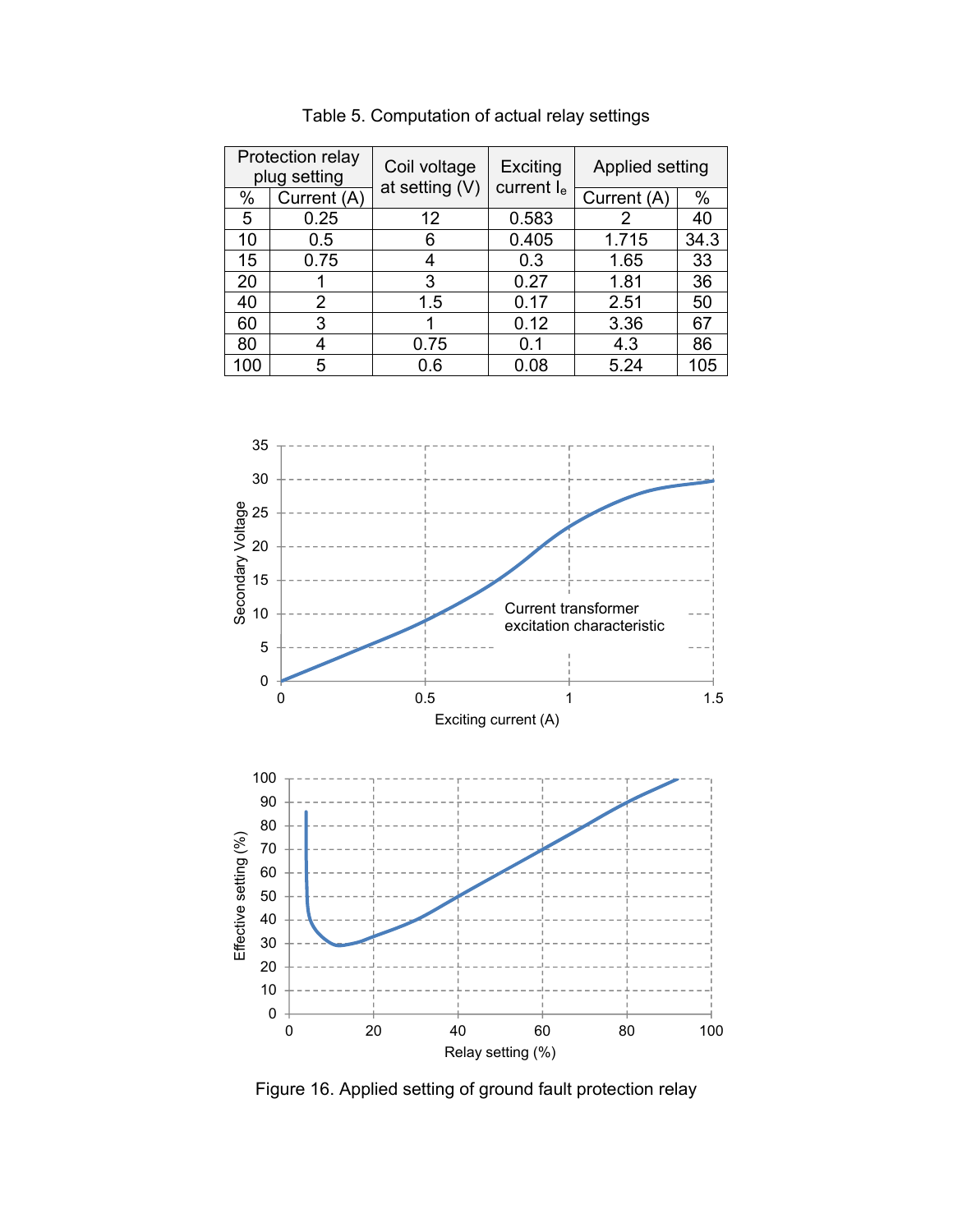Table 5. Computation of actual relay settings

| Protection relay plug setting | | Coil voltage at setting (V) | Exciting current $I_e$ | Applied setting | |
|---|---|---|---|---|---|
| % | Current (A) | | | Current (A) | % |
| 5 | 0.25 | 12 | 0.583 | 2 | 40 |
| 10 | 0.5 | 6 | 0.405 | 1.715 | 34.3 |
| 15 | 0.75 | 4 | 0.3 | 1.65 | 33 |
| 20 | 1 | 3 | 0.27 | 1.81 | 36 |
| 40 | 2 | 1.5 | 0.17 | 2.51 | 50 |
| 60 | 3 | 1 | 0.12 | 3.36 | 67 |
| 80 | 4 | 0.75 | 0.1 | 4.3 | 86 |
| 100 | 5 | 0.6 | 0.08 | 5.24 | 105 |

Figure 16. Applied setting of ground fault protection relay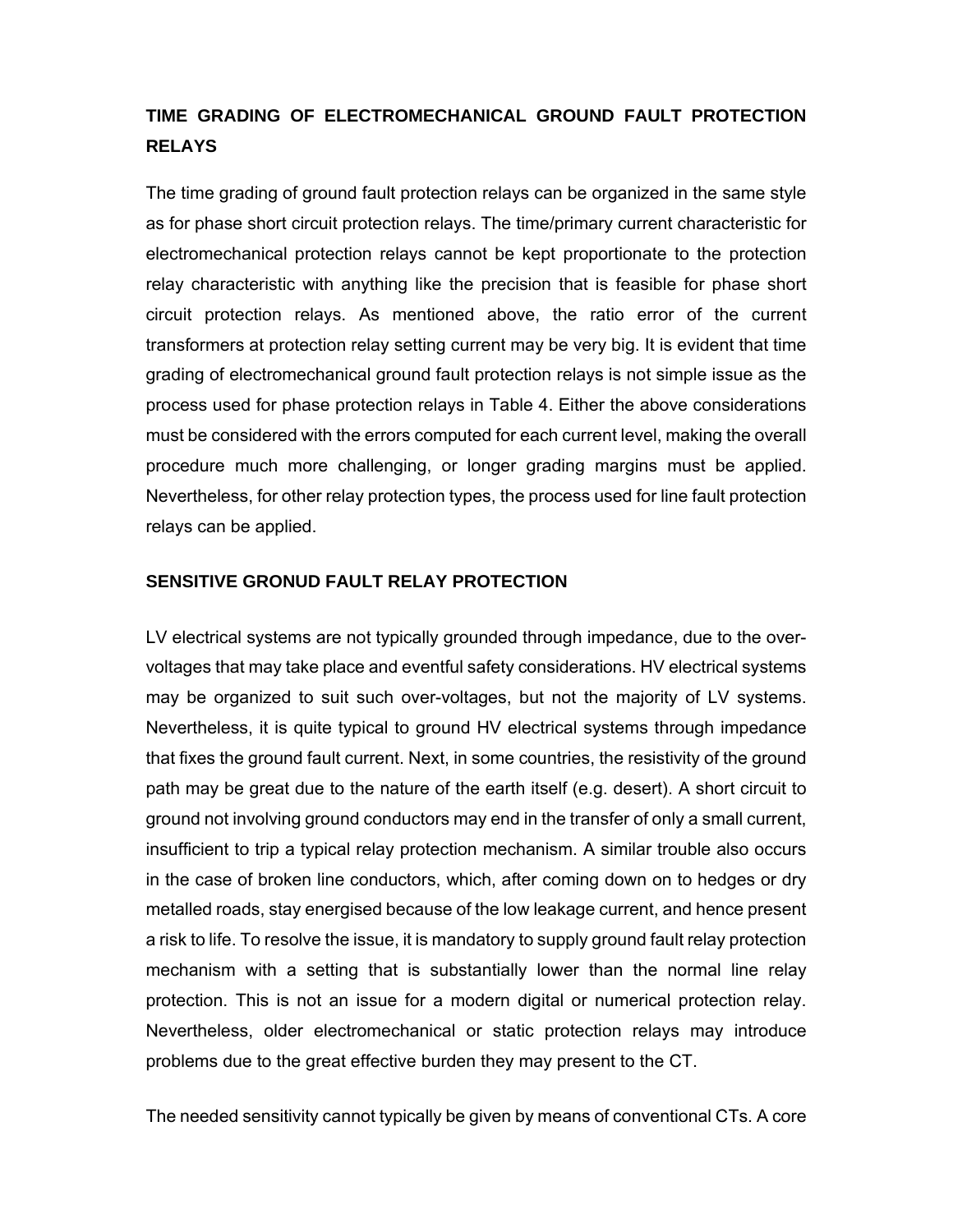## TIME GRADING OF ELECTROMECHANICAL GROUND FAULT PROTECTION RELAYS

The time grading of ground fault protection relays can be organized in the same style as for phase short circuit protection relays. The time/primary current characteristic for electromechanical protection relays cannot be kept proportionate to the protection relay characteristic with anything like the precision that is feasible for phase short circuit protection relays. As mentioned above, the ratio error of the current transformers at protection relay setting current may be very big. It is evident that time grading of electromechanical ground fault protection relays is not simple issue as the process used for phase protection relays in Table 4. Either the above considerations must be considered with the errors computed for each current level, making the overall procedure much more challenging, or longer grading margins must be applied. Nevertheless, for other relay protection types, the process used for line fault protection relays can be applied.

## SENSITIVE GRONUD FAULT RELAY PROTECTION

LV electrical systems are not typically grounded through impedance, due to the over-voltages that may take place and eventful safety considerations. HV electrical systems may be organized to suit such over-voltages, but not the majority of LV systems. Nevertheless, it is quite typical to ground HV electrical systems through impedance that fixes the ground fault current. Next, in some countries, the resistivity of the ground path may be great due to the nature of the earth itself (e.g. desert). A short circuit to ground not involving ground conductors may end in the transfer of only a small current, insufficient to trip a typical relay protection mechanism. A similar trouble also occurs in the case of broken line conductors, which, after coming down on to hedges or dry metalled roads, stay energised because of the low leakage current, and hence present a risk to life. To resolve the issue, it is mandatory to supply ground fault relay protection mechanism with a setting that is substantially lower than the normal line relay protection. This is not an issue for a modern digital or numerical protection relay. Nevertheless, older electromechanical or static protection relays may introduce problems due to the great effective burden they may present to the CT.

The needed sensitivity cannot typically be given by means of conventional CTs. A core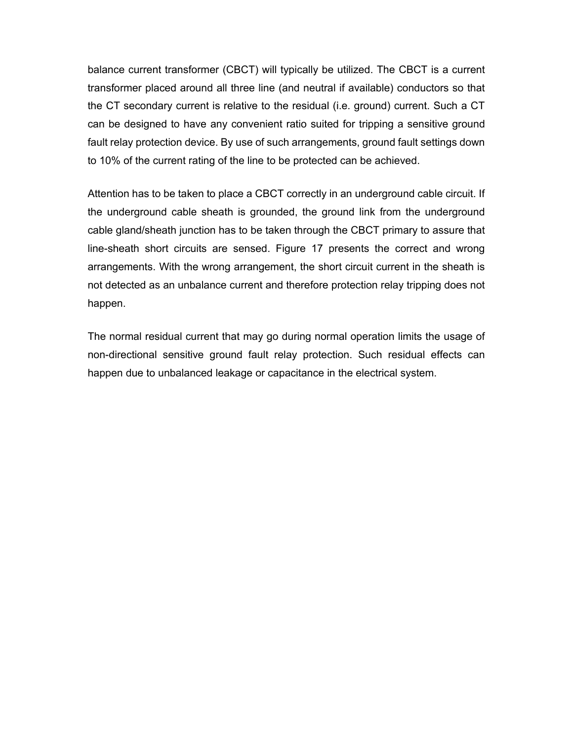balance current transformer (CBCT) will typically be utilized. The CBCT is a current transformer placed around all three line (and neutral if available) conductors so that the CT secondary current is relative to the residual (i.e. ground) current. Such a CT can be designed to have any convenient ratio suited for tripping a sensitive ground fault relay protection device. By use of such arrangements, ground fault settings down to 10% of the current rating of the line to be protected can be achieved.

Attention has to be taken to place a CBCT correctly in an underground cable circuit. If the underground cable sheath is grounded, the ground link from the underground cable gland/sheath junction has to be taken through the CBCT primary to assure that line-sheath short circuits are sensed. Figure 17 presents the correct and wrong arrangements. With the wrong arrangement, the short circuit current in the sheath is not detected as an unbalance current and therefore protection relay tripping does not happen.

The normal residual current that may go during normal operation limits the usage of non-directional sensitive ground fault relay protection. Such residual effects can happen due to unbalanced leakage or capacitance in the electrical system.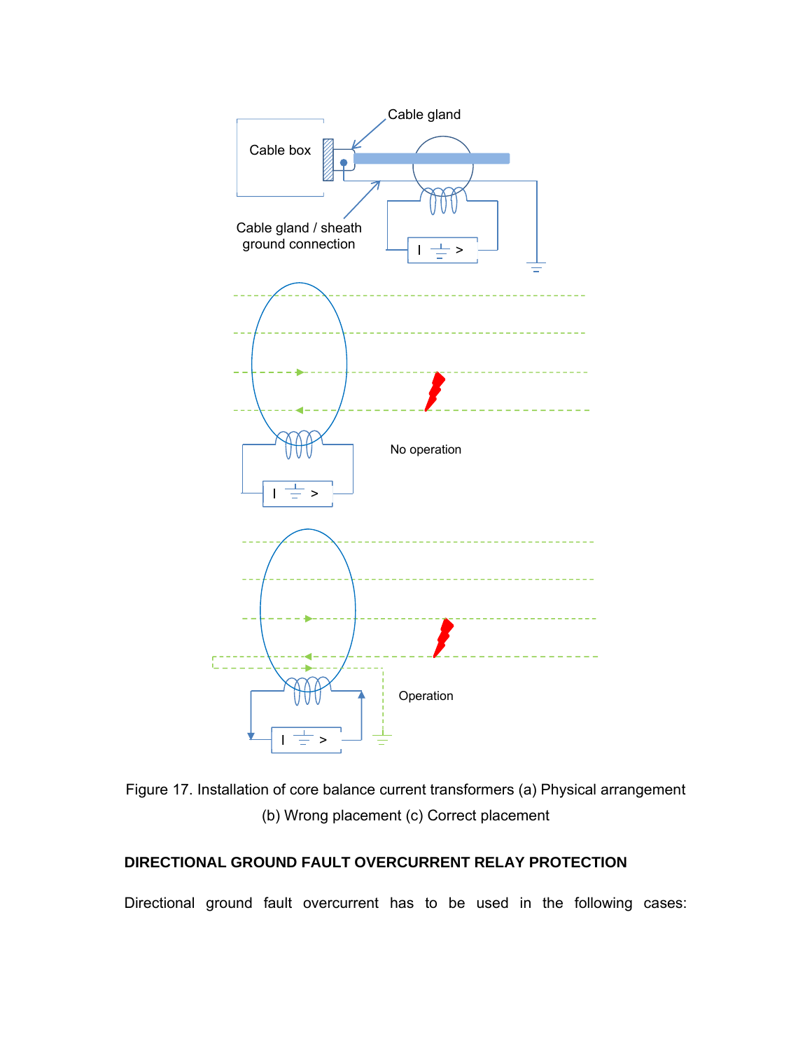Figure 17. Installation of core balance current transformers (a) Physical arrangement (b) Wrong placement (c) Correct placement

## DIRECTIONAL GROUND FAULT OVERCURRENT RELAY PROTECTION

Directional ground fault overcurrent has to be used in the following cases: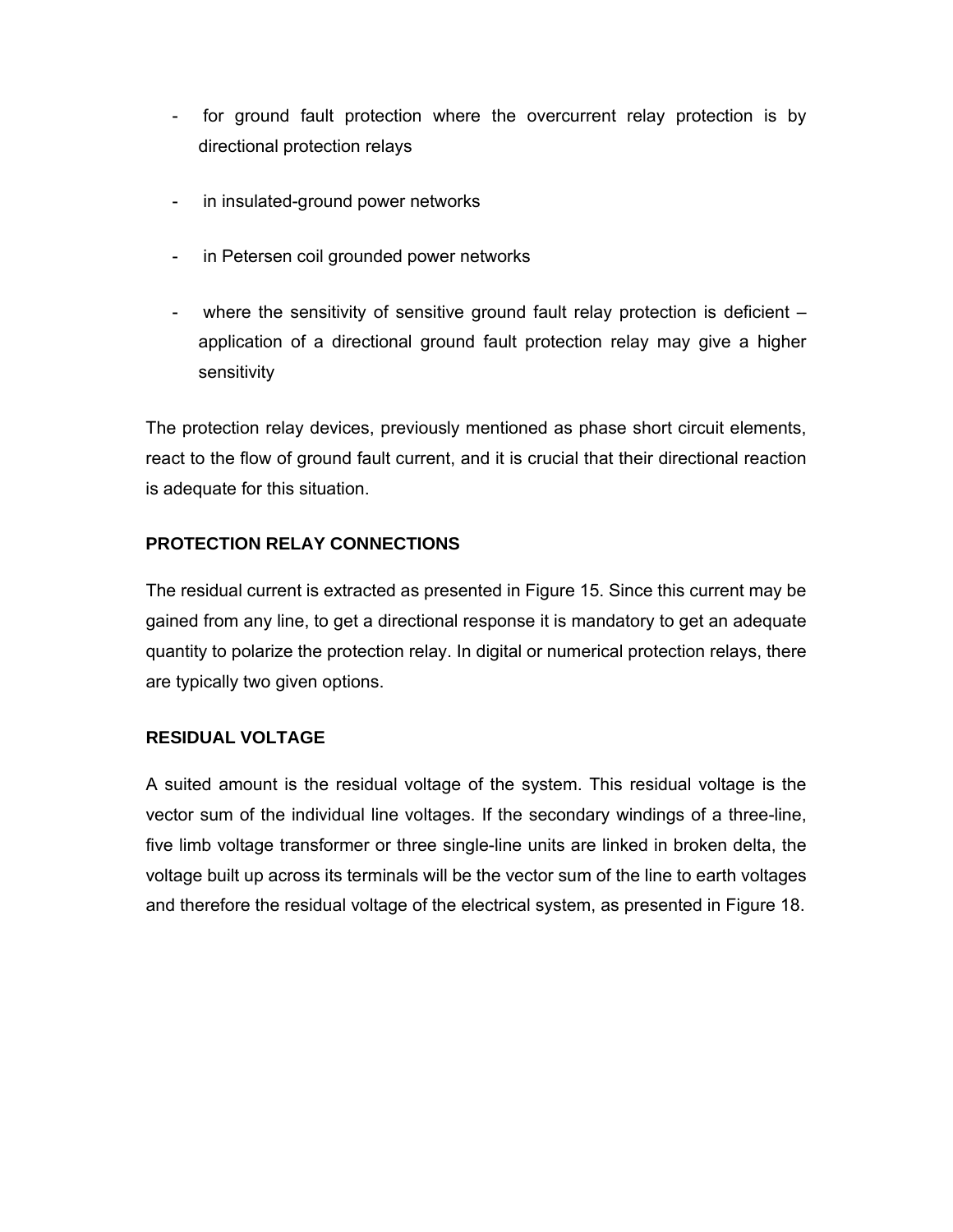- for ground fault protection where the overcurrent relay protection is by directional protection relays
- in insulated-ground power networks
- in Petersen coil grounded power networks
- where the sensitivity of sensitive ground fault relay protection is deficient – application of a directional ground fault protection relay may give a higher sensitivity

The protection relay devices, previously mentioned as phase short circuit elements, react to the flow of ground fault current, and it is crucial that their directional reaction is adequate for this situation.

## PROTECTION RELAY CONNECTIONS

The residual current is extracted as presented in Figure 15. Since this current may be gained from any line, to get a directional response it is mandatory to get an adequate quantity to polarize the protection relay. In digital or numerical protection relays, there are typically two given options.

## RESIDUAL VOLTAGE

A suited amount is the residual voltage of the system. This residual voltage is the vector sum of the individual line voltages. If the secondary windings of a three-line, five limb voltage transformer or three single-line units are linked in broken delta, the voltage built up across its terminals will be the vector sum of the line to earth voltages and therefore the residual voltage of the electrical system, as presented in Figure 18.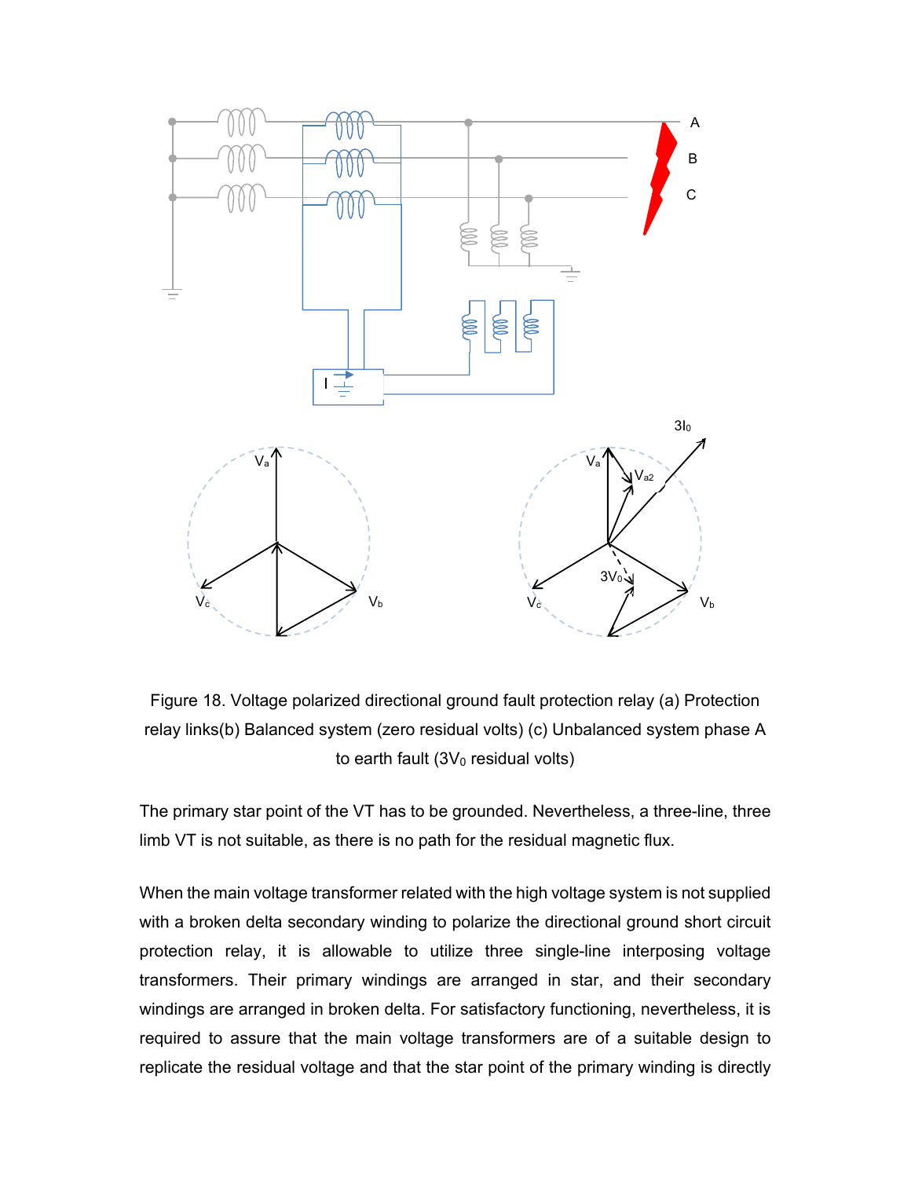Figure 18. Voltage polarized directional ground fault protection relay (a) Protection relay links(b) Balanced system (zero residual volts) (c) Unbalanced system phase A to earth fault ($3V_0$ residual volts)

The primary star point of the VT has to be grounded. Nevertheless, a three-line, three limb VT is not suitable, as there is no path for the residual magnetic flux.

When the main voltage transformer related with the high voltage system is not supplied with a broken delta secondary winding to polarize the directional ground short circuit protection relay, it is allowable to utilize three single-line interposing voltage transformers. Their primary windings are arranged in star, and their secondary windings are arranged in broken delta. For satisfactory functioning, nevertheless, it is required to assure that the main voltage transformers are of a suitable design to replicate the residual voltage and that the star point of the primary winding is directly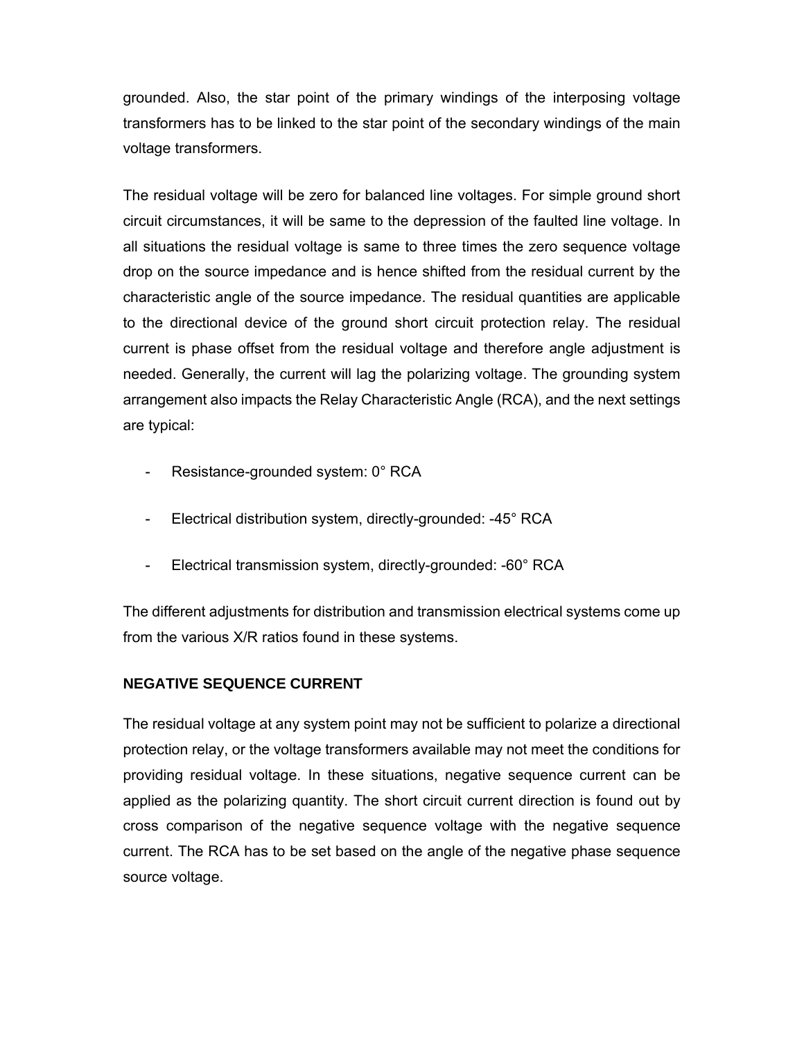grounded. Also, the star point of the primary windings of the interposing voltage transformers has to be linked to the star point of the secondary windings of the main voltage transformers.

The residual voltage will be zero for balanced line voltages. For simple ground short circuit circumstances, it will be same to the depression of the faulted line voltage. In all situations the residual voltage is same to three times the zero sequence voltage drop on the source impedance and is hence shifted from the residual current by the characteristic angle of the source impedance. The residual quantities are applicable to the directional device of the ground short circuit protection relay. The residual current is phase offset from the residual voltage and therefore angle adjustment is needed. Generally, the current will lag the polarizing voltage. The grounding system arrangement also impacts the Relay Characteristic Angle (RCA), and the next settings are typical:

- Resistance-grounded system: 0° RCA
- Electrical distribution system, directly-grounded: -45° RCA
- Electrical transmission system, directly-grounded: -60° RCA

The different adjustments for distribution and transmission electrical systems come up from the various X/R ratios found in these systems.

### NEGATIVE SEQUENCE CURRENT

The residual voltage at any system point may not be sufficient to polarize a directional protection relay, or the voltage transformers available may not meet the conditions for providing residual voltage. In these situations, negative sequence current can be applied as the polarizing quantity. The short circuit current direction is found out by cross comparison of the negative sequence voltage with the negative sequence current. The RCA has to be set based on the angle of the negative phase sequence source voltage.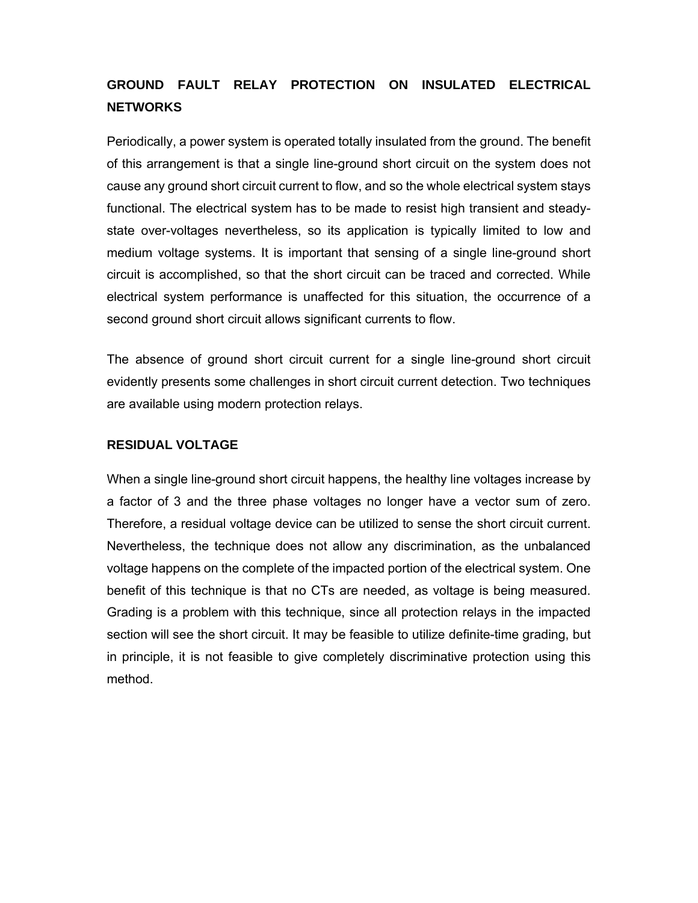## GROUND FAULT RELAY PROTECTION ON INSULATED ELECTRICAL NETWORKS

Periodically, a power system is operated totally insulated from the ground. The benefit of this arrangement is that a single line-ground short circuit on the system does not cause any ground short circuit current to flow, and so the whole electrical system stays functional. The electrical system has to be made to resist high transient and steady-state over-voltages nevertheless, so its application is typically limited to low and medium voltage systems. It is important that sensing of a single line-ground short circuit is accomplished, so that the short circuit can be traced and corrected. While electrical system performance is unaffected for this situation, the occurrence of a second ground short circuit allows significant currents to flow.

The absence of ground short circuit current for a single line-ground short circuit evidently presents some challenges in short circuit current detection. Two techniques are available using modern protection relays.

### RESIDUAL VOLTAGE

When a single line-ground short circuit happens, the healthy line voltages increase by a factor of 3 and the three phase voltages no longer have a vector sum of zero. Therefore, a residual voltage device can be utilized to sense the short circuit current. Nevertheless, the technique does not allow any discrimination, as the unbalanced voltage happens on the complete of the impacted portion of the electrical system. One benefit of this technique is that no CTs are needed, as voltage is being measured. Grading is a problem with this technique, since all protection relays in the impacted section will see the short circuit. It may be feasible to utilize definite-time grading, but in principle, it is not feasible to give completely discriminative protection using this method.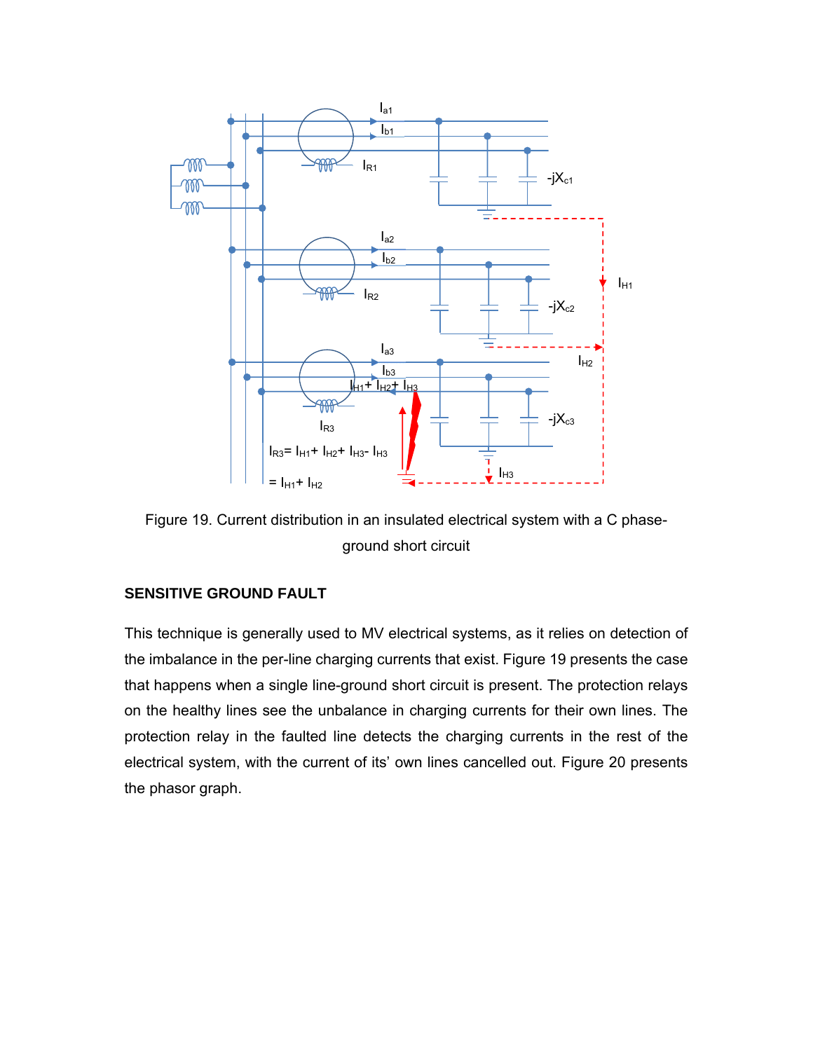Figure 19. Current distribution in an insulated electrical system with a C phase-ground short circuit

## SENSITIVE GROUND FAULT

This technique is generally used to MV electrical systems, as it relies on detection of the imbalance in the per-line charging currents that exist. Figure 19 presents the case that happens when a single line-ground short circuit is present. The protection relays on the healthy lines see the unbalance in charging currents for their own lines. The protection relay in the faulted line detects the charging currents in the rest of the electrical system, with the current of its' own lines cancelled out. Figure 20 presents the phasor graph.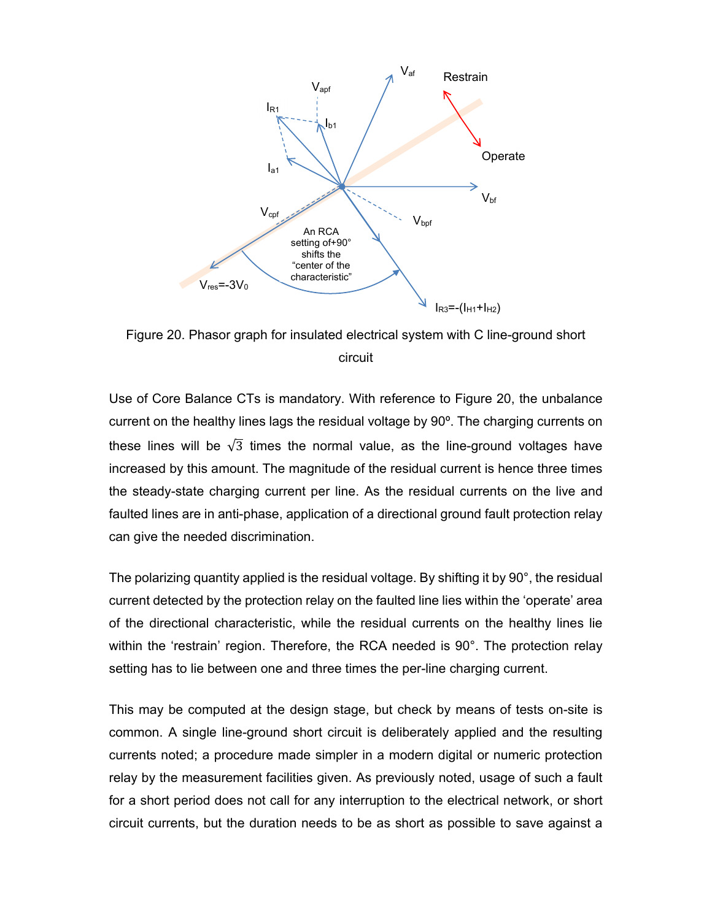Figure 20. Phasor graph for insulated electrical system with C line-ground short circuit

Use of Core Balance CTs is mandatory. With reference to Figure 20, the unbalance current on the healthy lines lags the residual voltage by 90º. The charging currents on these lines will be $\sqrt{3}$ times the normal value, as the line-ground voltages have increased by this amount. The magnitude of the residual current is hence three times the steady-state charging current per line. As the residual currents on the live and faulted lines are in anti-phase, application of a directional ground fault protection relay can give the needed discrimination.

The polarizing quantity applied is the residual voltage. By shifting it by 90°, the residual current detected by the protection relay on the faulted line lies within the 'operate' area of the directional characteristic, while the residual currents on the healthy lines lie within the 'restrain' region. Therefore, the RCA needed is 90°. The protection relay setting has to lie between one and three times the per-line charging current.

This may be computed at the design stage, but check by means of tests on-site is common. A single line-ground short circuit is deliberately applied and the resulting currents noted; a procedure made simpler in a modern digital or numeric protection relay by the measurement facilities given. As previously noted, usage of such a fault for a short period does not call for any interruption to the electrical network, or short circuit currents, but the duration needs to be as short as possible to save against a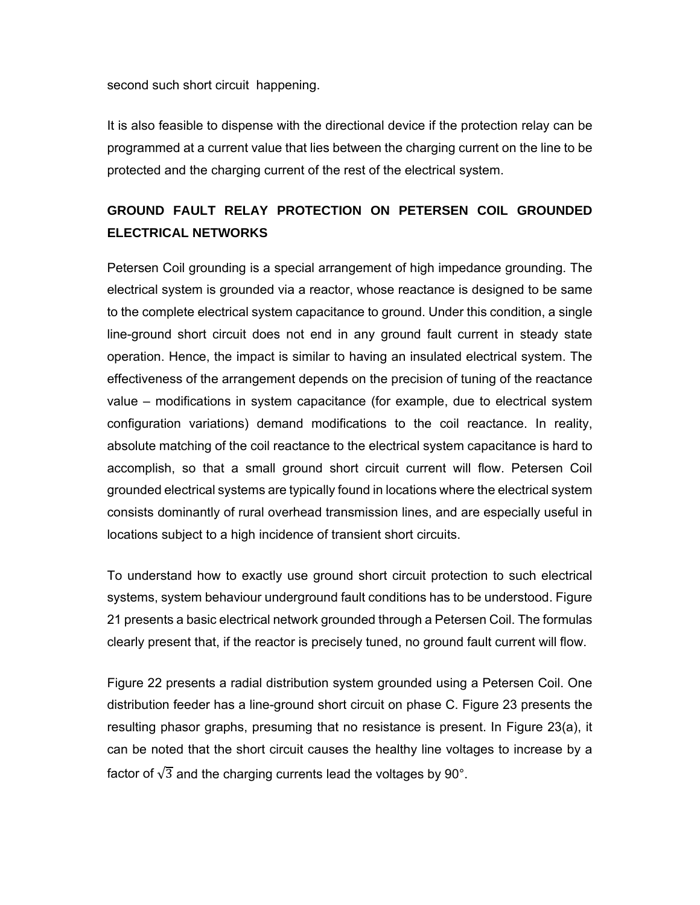second such short circuit happening.

It is also feasible to dispense with the directional device if the protection relay can be programmed at a current value that lies between the charging current on the line to be protected and the charging current of the rest of the electrical system.

## GROUND FAULT RELAY PROTECTION ON PETERSEN COIL GROUNDED ELECTRICAL NETWORKS

Petersen Coil grounding is a special arrangement of high impedance grounding. The electrical system is grounded via a reactor, whose reactance is designed to be same to the complete electrical system capacitance to ground. Under this condition, a single line-ground short circuit does not end in any ground fault current in steady state operation. Hence, the impact is similar to having an insulated electrical system. The effectiveness of the arrangement depends on the precision of tuning of the reactance value – modifications in system capacitance (for example, due to electrical system configuration variations) demand modifications to the coil reactance. In reality, absolute matching of the coil reactance to the electrical system capacitance is hard to accomplish, so that a small ground short circuit current will flow. Petersen Coil grounded electrical systems are typically found in locations where the electrical system consists dominantly of rural overhead transmission lines, and are especially useful in locations subject to a high incidence of transient short circuits.

To understand how to exactly use ground short circuit protection to such electrical systems, system behaviour underground fault conditions has to be understood. Figure 21 presents a basic electrical network grounded through a Petersen Coil. The formulas clearly present that, if the reactor is precisely tuned, no ground fault current will flow.

Figure 22 presents a radial distribution system grounded using a Petersen Coil. One distribution feeder has a line-ground short circuit on phase C. Figure 23 presents the resulting phasor graphs, presuming that no resistance is present. In Figure 23(a), it can be noted that the short circuit causes the healthy line voltages to increase by a factor of $\sqrt{3}$ and the charging currents lead the voltages by 90°.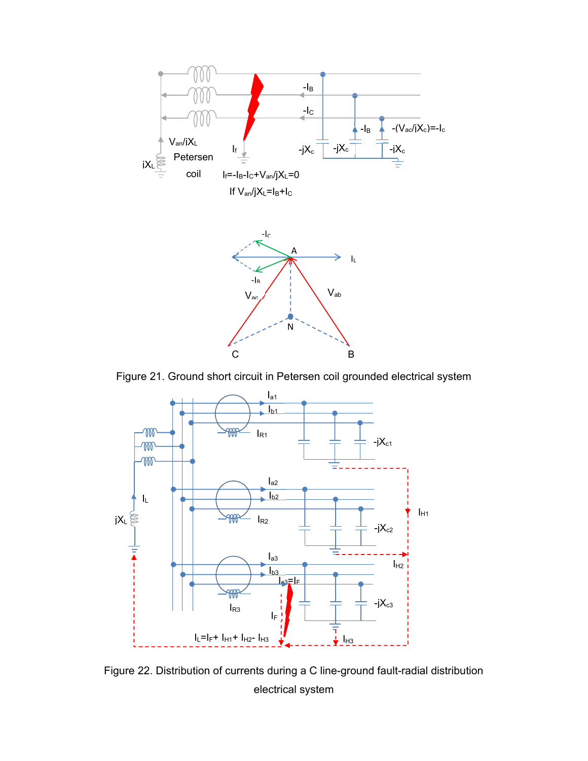Figure 21. Ground short circuit in Petersen coil grounded electrical system

Figure 22. Distribution of currents during a C line-ground fault-radial distribution electrical system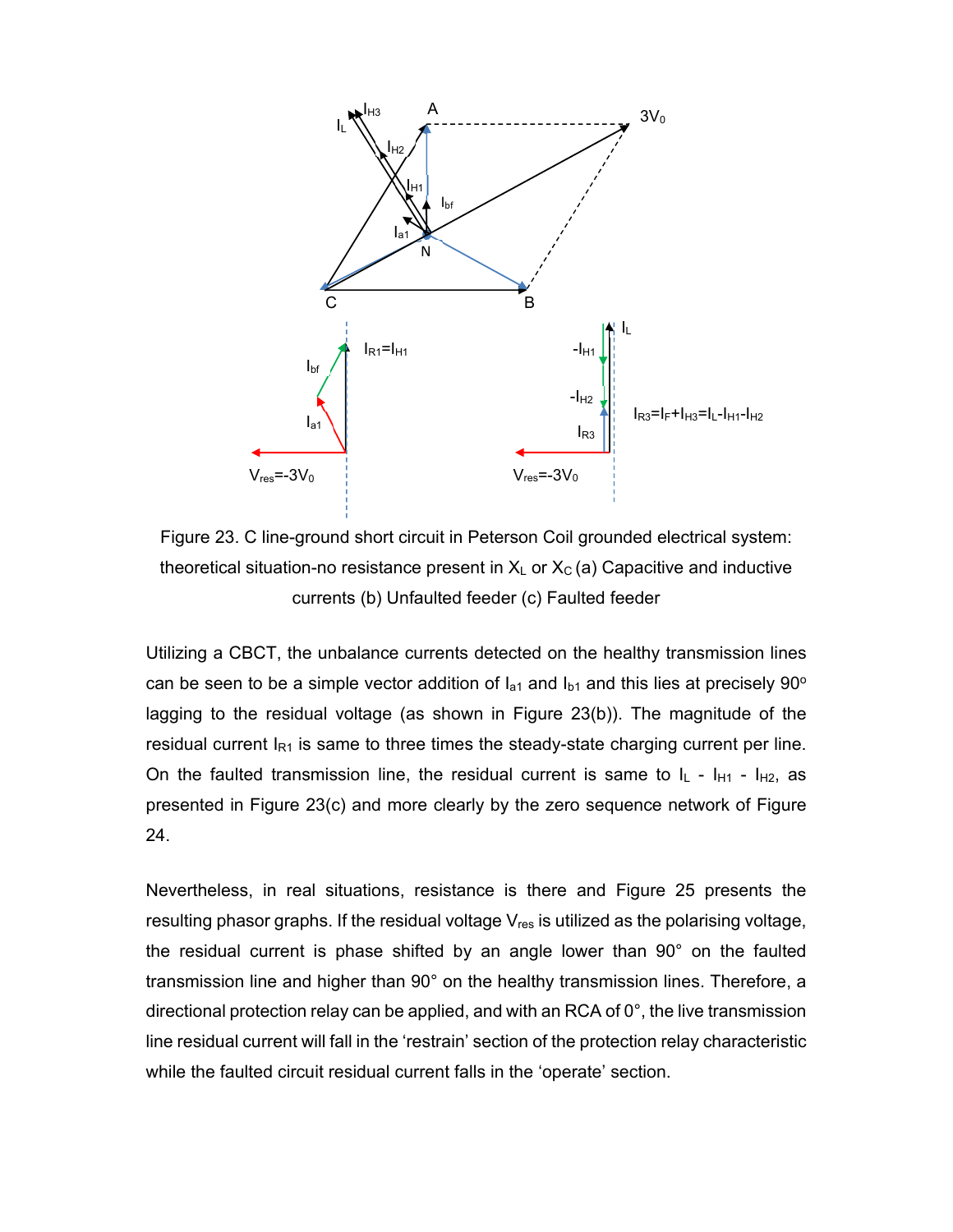Figure 23. C line-ground short circuit in Peterson Coil grounded electrical system: theoretical situation-no resistance present in $X_L$ or $X_C$ (a) Capacitive and inductive currents (b) Unfaulted feeder (c) Faulted feeder

Utilizing a CBCT, the unbalance currents detected on the healthy transmission lines can be seen to be a simple vector addition of $I_{a1}$ and $I_{b1}$ and this lies at precisely 90° lagging to the residual voltage (as shown in Figure 23(b)). The magnitude of the residual current $I_{R1}$ is same to three times the steady-state charging current per line. On the faulted transmission line, the residual current is same to $I_L$ - $I_{H1}$ - $I_{H2}$, as presented in Figure 23(c) and more clearly by the zero sequence network of Figure 24.

Nevertheless, in real situations, resistance is there and Figure 25 presents the resulting phasor graphs. If the residual voltage $V_{res}$ is utilized as the polarising voltage, the residual current is phase shifted by an angle lower than 90° on the faulted transmission line and higher than 90° on the healthy transmission lines. Therefore, a directional protection relay can be applied, and with an RCA of 0°, the live transmission line residual current will fall in the 'restrain' section of the protection relay characteristic while the faulted circuit residual current falls in the 'operate' section.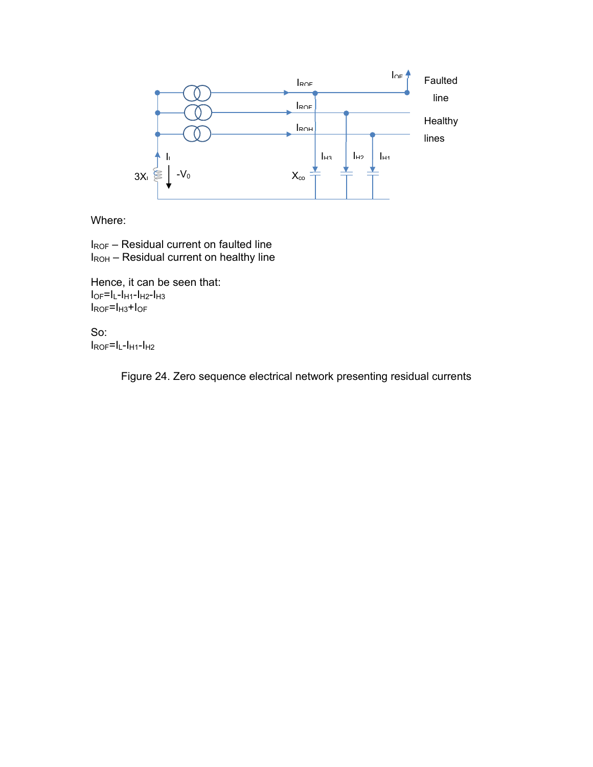Where:

$I_{ROF}$ – Residual current on faulted line
$I_{ROH}$ – Residual current on healthy line

Hence, it can be seen that:
$I_{OF}=I_L-I_{H1}-I_{H2}-I_{H3}$
$I_{ROF}=I_{H3}+I_{OF}$

So:
$I_{ROF}=I_L-I_{H1}-I_{H2}$

Figure 24. Zero sequence electrical network presenting residual currents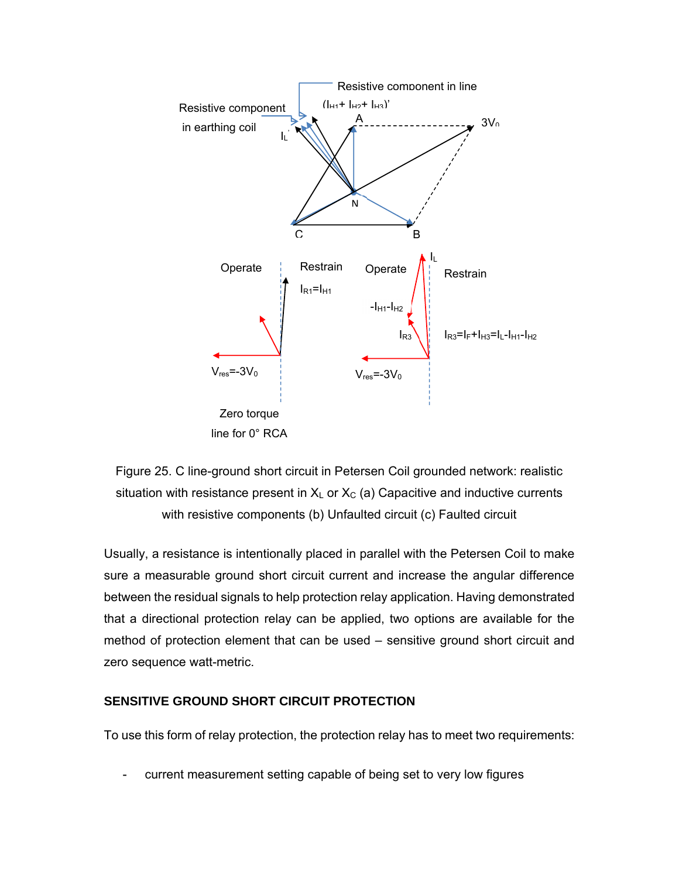Figure 25. C line-ground short circuit in Petersen Coil grounded network: realistic situation with resistance present in $X_L$ or $X_C$ (a) Capacitive and inductive currents with resistive components (b) Unfaulted circuit (c) Faulted circuit

Usually, a resistance is intentionally placed in parallel with the Petersen Coil to make sure a measurable ground short circuit current and increase the angular difference between the residual signals to help protection relay application. Having demonstrated that a directional protection relay can be applied, two options are available for the method of protection element that can be used – sensitive ground short circuit and zero sequence watt-metric.

## SENSITIVE GROUND SHORT CIRCUIT PROTECTION

To use this form of relay protection, the protection relay has to meet two requirements:

- current measurement setting capable of being set to very low figures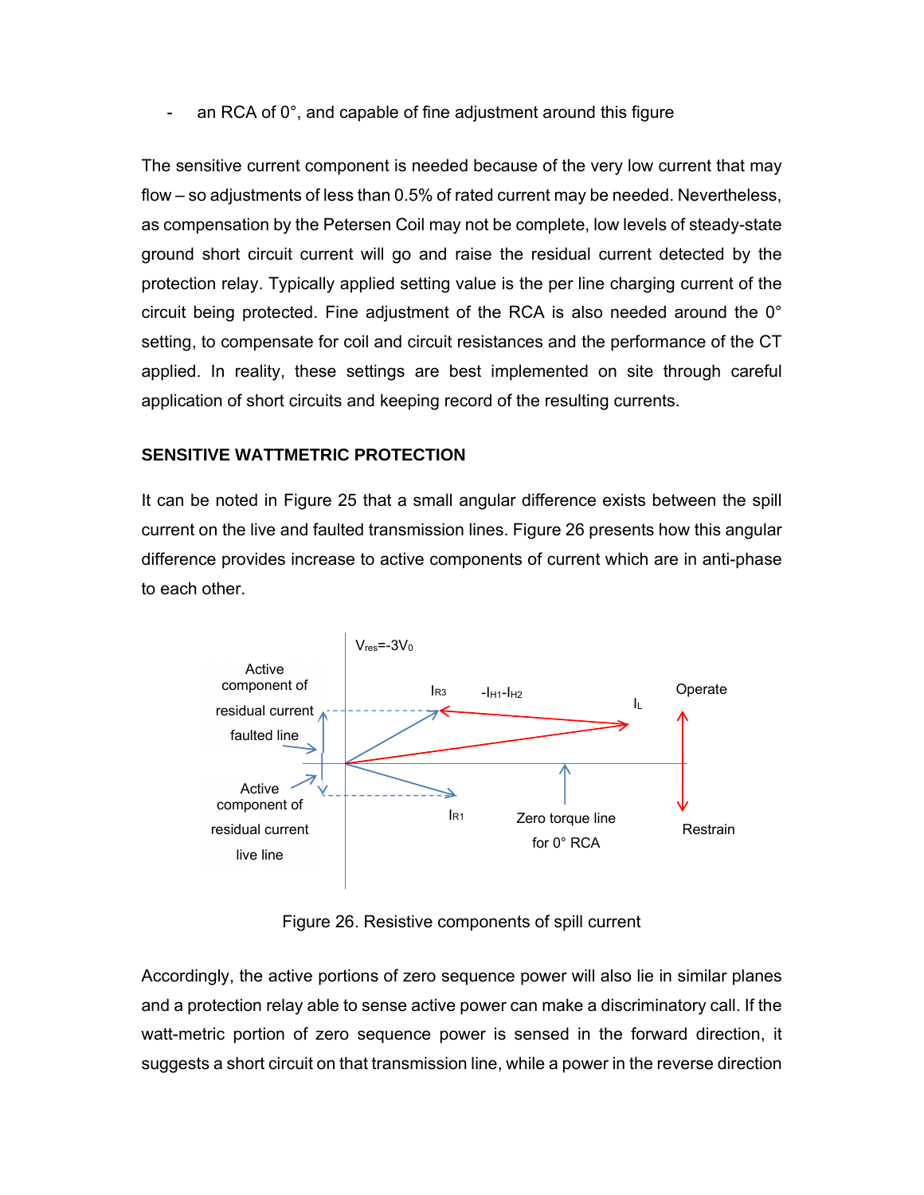- an RCA of 0°, and capable of fine adjustment around this figure

The sensitive current component is needed because of the very low current that may flow – so adjustments of less than 0.5% of rated current may be needed. Nevertheless, as compensation by the Petersen Coil may not be complete, low levels of steady-state ground short circuit current will go and raise the residual current detected by the protection relay. Typically applied setting value is the per line charging current of the circuit being protected. Fine adjustment of the RCA is also needed around the 0° setting, to compensate for coil and circuit resistances and the performance of the CT applied. In reality, these settings are best implemented on site through careful application of short circuits and keeping record of the resulting currents.

### SENSITIVE WATTMETRIC PROTECTION

It can be noted in Figure 25 that a small angular difference exists between the spill current on the live and faulted transmission lines. Figure 26 presents how this angular difference provides increase to active components of current which are in anti-phase to each other.

Figure 26. Resistive components of spill current

Accordingly, the active portions of zero sequence power will also lie in similar planes and a protection relay able to sense active power can make a discriminatory call. If the watt-metric portion of zero sequence power is sensed in the forward direction, it suggests a short circuit on that transmission line, while a power in the reverse direction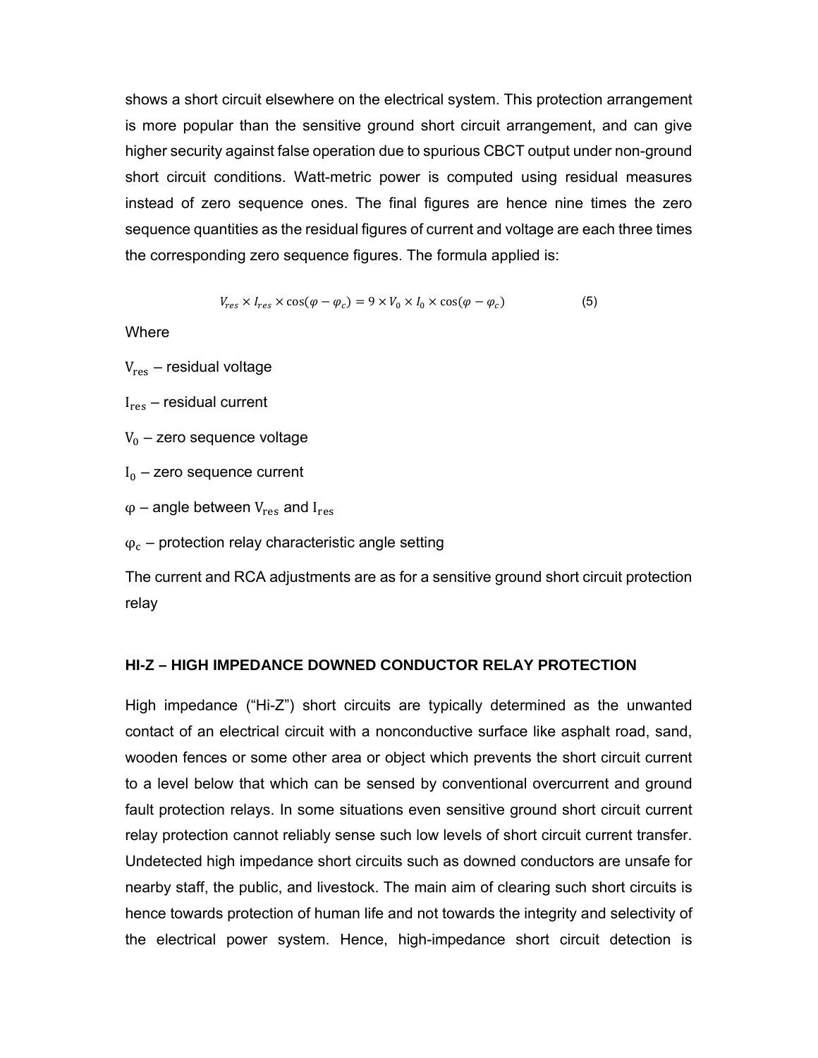shows a short circuit elsewhere on the electrical system. This protection arrangement is more popular than the sensitive ground short circuit arrangement, and can give higher security against false operation due to spurious CBCT output under non-ground short circuit conditions. Watt-metric power is computed using residual measures instead of zero sequence ones. The final figures are hence nine times the zero sequence quantities as the residual figures of current and voltage are each three times the corresponding zero sequence figures. The formula applied is:

$$V_{res} \times I_{res} \times \cos(\varphi - \varphi_c) = 9 \times V_0 \times I_0 \times \cos(\varphi - \varphi_c) \qquad (5)$$

Where

$V_{res}$ – residual voltage

$I_{res}$ – residual current

$V_0$ – zero sequence voltage

$I_0$ – zero sequence current

$\varphi$ – angle between $V_{res}$ and $I_{res}$

$\varphi_c$ – protection relay characteristic angle setting

The current and RCA adjustments are as for a sensitive ground short circuit protection relay

## HI-Z – HIGH IMPEDANCE DOWNED CONDUCTOR RELAY PROTECTION

High impedance ("Hi-Z") short circuits are typically determined as the unwanted contact of an electrical circuit with a nonconductive surface like asphalt road, sand, wooden fences or some other area or object which prevents the short circuit current to a level below that which can be sensed by conventional overcurrent and ground fault protection relays. In some situations even sensitive ground short circuit current relay protection cannot reliably sense such low levels of short circuit current transfer. Undetected high impedance short circuits such as downed conductors are unsafe for nearby staff, the public, and livestock. The main aim of clearing such short circuits is hence towards protection of human life and not towards the integrity and selectivity of the electrical power system. Hence, high-impedance short circuit detection is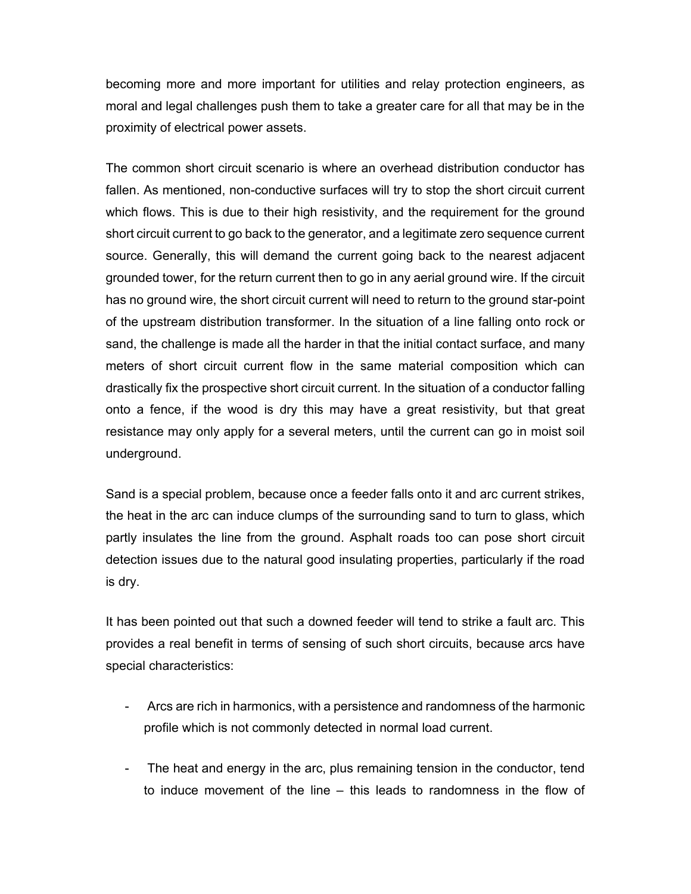becoming more and more important for utilities and relay protection engineers, as moral and legal challenges push them to take a greater care for all that may be in the proximity of electrical power assets.

The common short circuit scenario is where an overhead distribution conductor has fallen. As mentioned, non-conductive surfaces will try to stop the short circuit current which flows. This is due to their high resistivity, and the requirement for the ground short circuit current to go back to the generator, and a legitimate zero sequence current source. Generally, this will demand the current going back to the nearest adjacent grounded tower, for the return current then to go in any aerial ground wire. If the circuit has no ground wire, the short circuit current will need to return to the ground star-point of the upstream distribution transformer. In the situation of a line falling onto rock or sand, the challenge is made all the harder in that the initial contact surface, and many meters of short circuit current flow in the same material composition which can drastically fix the prospective short circuit current. In the situation of a conductor falling onto a fence, if the wood is dry this may have a great resistivity, but that great resistance may only apply for a several meters, until the current can go in moist soil underground.

Sand is a special problem, because once a feeder falls onto it and arc current strikes, the heat in the arc can induce clumps of the surrounding sand to turn to glass, which partly insulates the line from the ground. Asphalt roads too can pose short circuit detection issues due to the natural good insulating properties, particularly if the road is dry.

It has been pointed out that such a downed feeder will tend to strike a fault arc. This provides a real benefit in terms of sensing of such short circuits, because arcs have special characteristics:

- Arcs are rich in harmonics, with a persistence and randomness of the harmonic profile which is not commonly detected in normal load current.
- The heat and energy in the arc, plus remaining tension in the conductor, tend to induce movement of the line – this leads to randomness in the flow of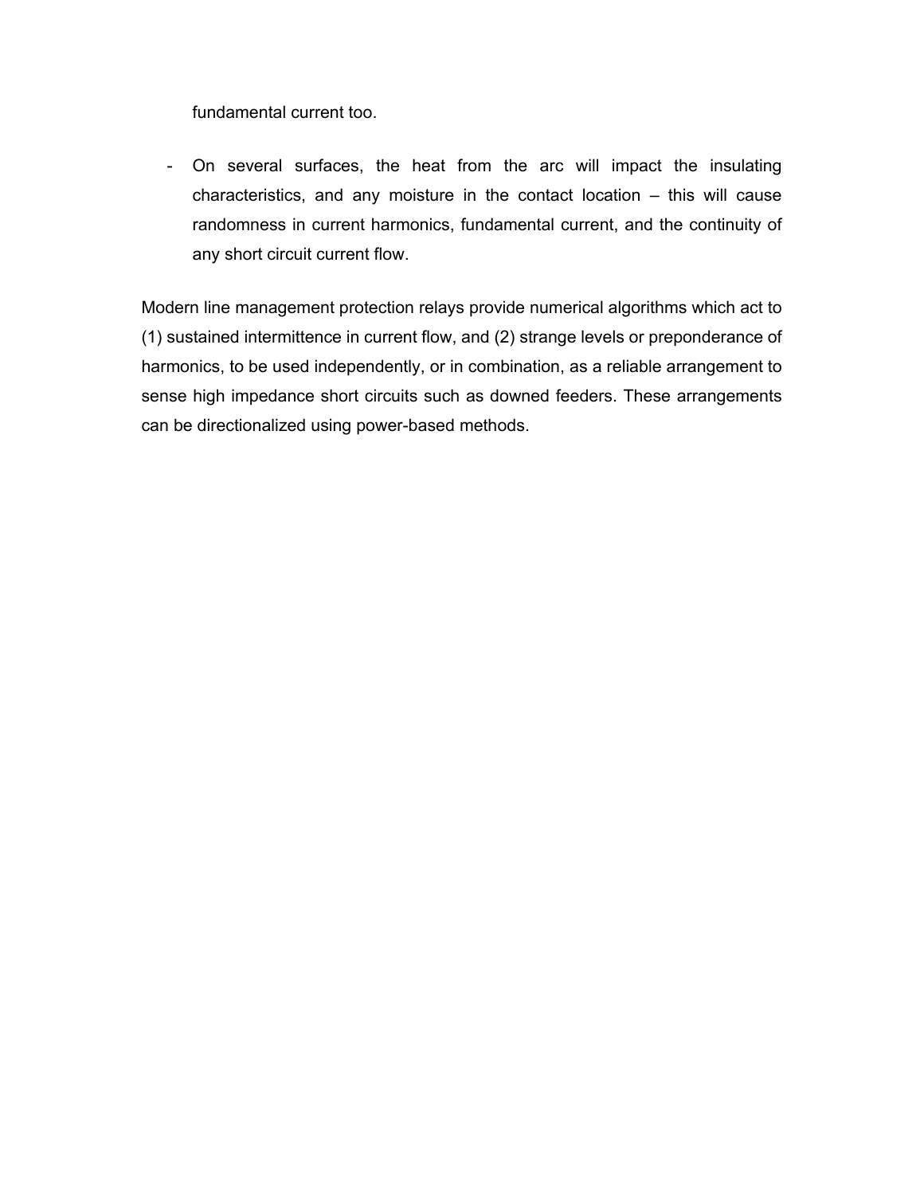fundamental current too.

- On several surfaces, the heat from the arc will impact the insulating characteristics, and any moisture in the contact location – this will cause randomness in current harmonics, fundamental current, and the continuity of any short circuit current flow.

Modern line management protection relays provide numerical algorithms which act to (1) sustained intermittence in current flow, and (2) strange levels or preponderance of harmonics, to be used independently, or in combination, as a reliable arrangement to sense high impedance short circuits such as downed feeders. These arrangements can be directionalized using power-based methods.